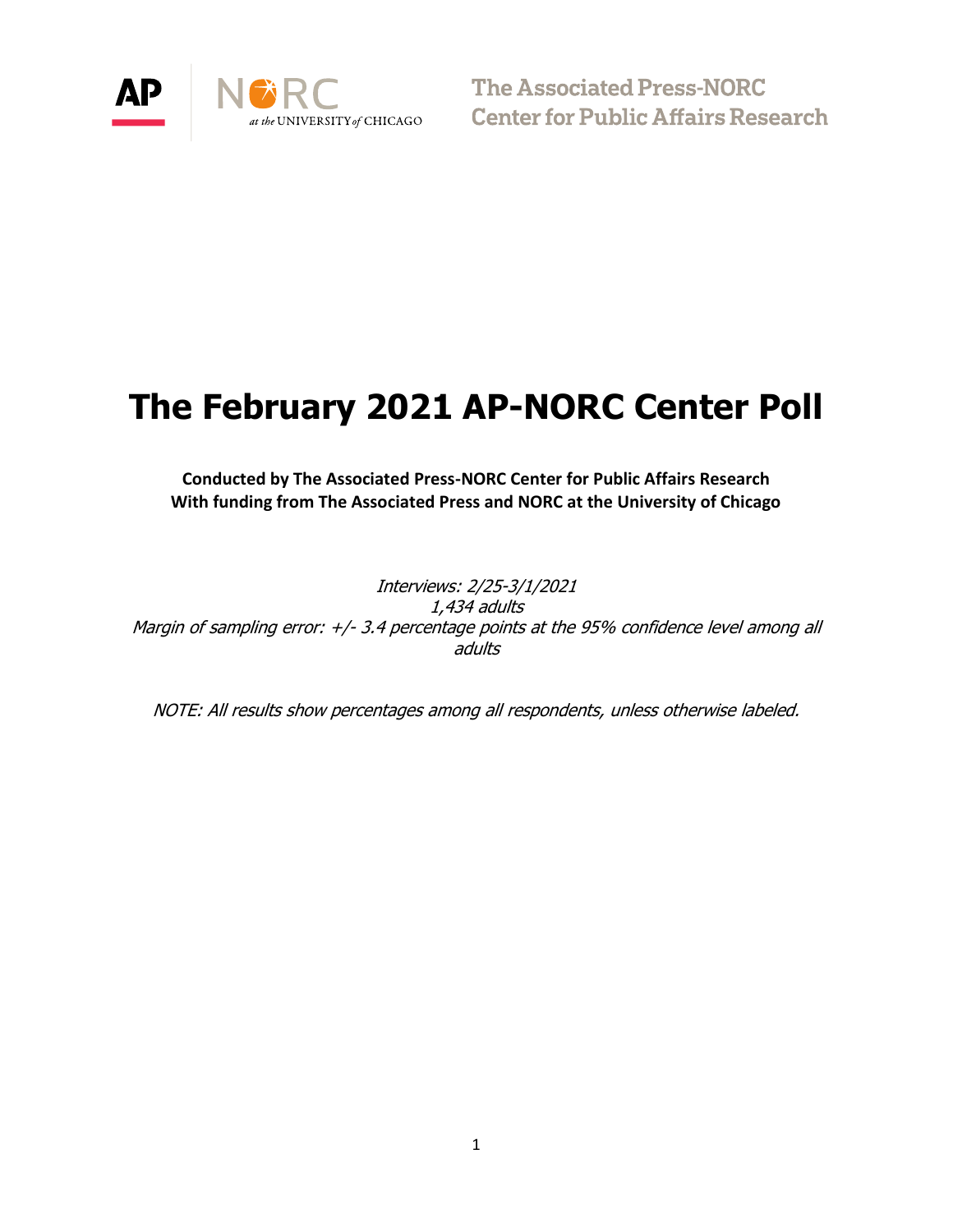The Associated Press-NORC Center for Public Affairs Research

# The February 2021 AP-NORC Center Poll

**Conducted by The Associated Press-NORC Center for Public Affairs Research**
**With funding from The Associated Press and NORC at the University of Chicago**

*Interviews: 2/25-3/1/2021*
*1,434 adults*
*Margin of sampling error: +/- 3.4 percentage points at the 95% confidence level among all adults*

*NOTE: All results show percentages among all respondents, unless otherwise labeled.*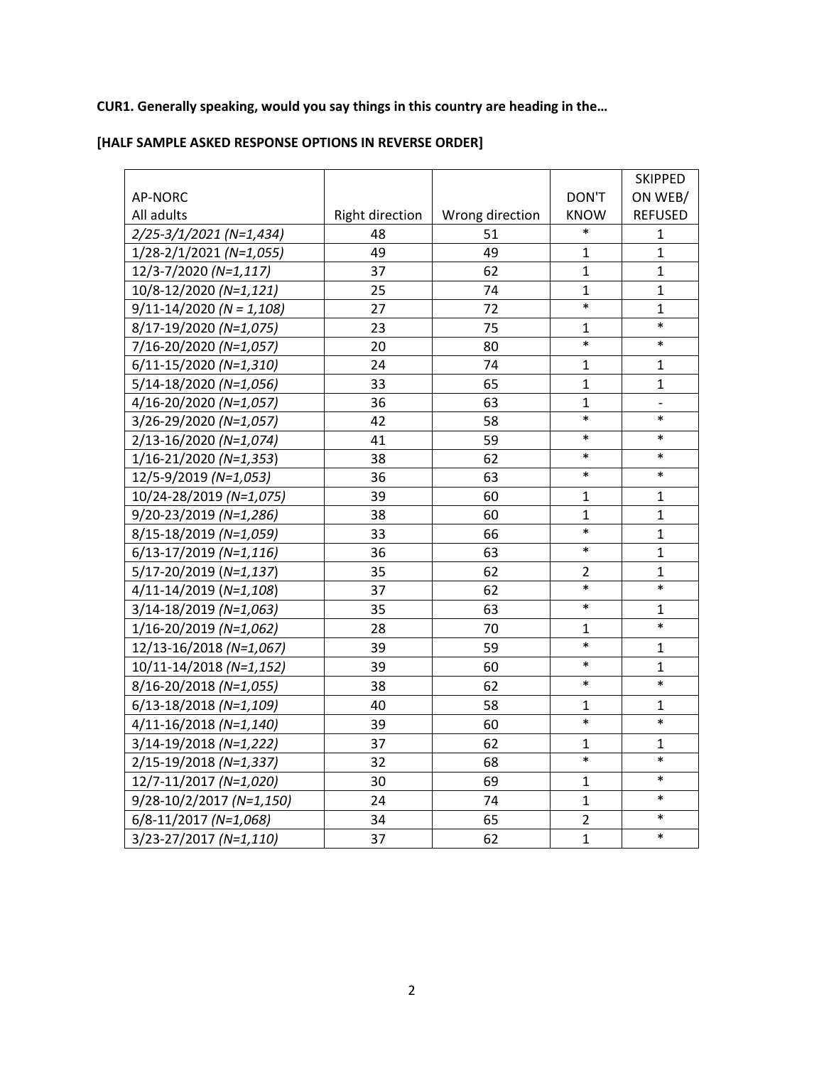**CUR1. Generally speaking, would you say things in this country are heading in the…**

**[HALF SAMPLE ASKED RESPONSE OPTIONS IN REVERSE ORDER]**

| AP-NORC All adults | Right direction | Wrong direction | DON'T KNOW | SKIPPED ON WEB/ REFUSED |
|---|---|---|---|---|
| *2/25-3/1/2021 (N=1,434)* | 48 | 51 | * | 1 |
| 1/28-2/1/2021 *(N=1,055)* | 49 | 49 | 1 | 1 |
| 12/3-7/2020 *(N=1,117)* | 37 | 62 | 1 | 1 |
| 10/8-12/2020 *(N=1,121)* | 25 | 74 | 1 | 1 |
| 9/11-14/2020 *(N = 1,108)* | 27 | 72 | * | 1 |
| 8/17-19/2020 *(N=1,075)* | 23 | 75 | 1 | * |
| 7/16-20/2020 *(N=1,057)* | 20 | 80 | * | * |
| 6/11-15/2020 *(N=1,310)* | 24 | 74 | 1 | 1 |
| 5/14-18/2020 *(N=1,056)* | 33 | 65 | 1 | 1 |
| 4/16-20/2020 *(N=1,057)* | 36 | 63 | 1 | - |
| 3/26-29/2020 *(N=1,057)* | 42 | 58 | * | * |
| 2/13-16/2020 *(N=1,074)* | 41 | 59 | * | * |
| 1/16-21/2020 *(N=1,353)* | 38 | 62 | * | * |
| 12/5-9/2019 *(N=1,053)* | 36 | 63 | * | * |
| 10/24-28/2019 *(N=1,075)* | 39 | 60 | 1 | 1 |
| 9/20-23/2019 *(N=1,286)* | 38 | 60 | 1 | 1 |
| 8/15-18/2019 *(N=1,059)* | 33 | 66 | * | 1 |
| 6/13-17/2019 *(N=1,116)* | 36 | 63 | * | 1 |
| 5/17-20/2019 (*N=1,137*) | 35 | 62 | 2 | 1 |
| 4/11-14/2019 (*N=1,108*) | 37 | 62 | * | * |
| 3/14-18/2019 *(N=1,063)* | 35 | 63 | * | 1 |
| 1/16-20/2019 *(N=1,062)* | 28 | 70 | 1 | * |
| 12/13-16/2018 *(N=1,067)* | 39 | 59 | * | 1 |
| 10/11-14/2018 *(N=1,152)* | 39 | 60 | * | 1 |
| 8/16-20/2018 *(N=1,055)* | 38 | 62 | * | * |
| 6/13-18/2018 *(N=1,109)* | 40 | 58 | 1 | 1 |
| 4/11-16/2018 *(N=1,140)* | 39 | 60 | * | * |
| 3/14-19/2018 *(N=1,222)* | 37 | 62 | 1 | 1 |
| 2/15-19/2018 *(N=1,337)* | 32 | 68 | * | * |
| 12/7-11/2017 *(N=1,020)* | 30 | 69 | 1 | * |
| 9/28-10/2/2017 *(N=1,150)* | 24 | 74 | 1 | * |
| 6/8-11/2017 *(N=1,068)* | 34 | 65 | 2 | * |
| 3/23-27/2017 *(N=1,110)* | 37 | 62 | 1 | * |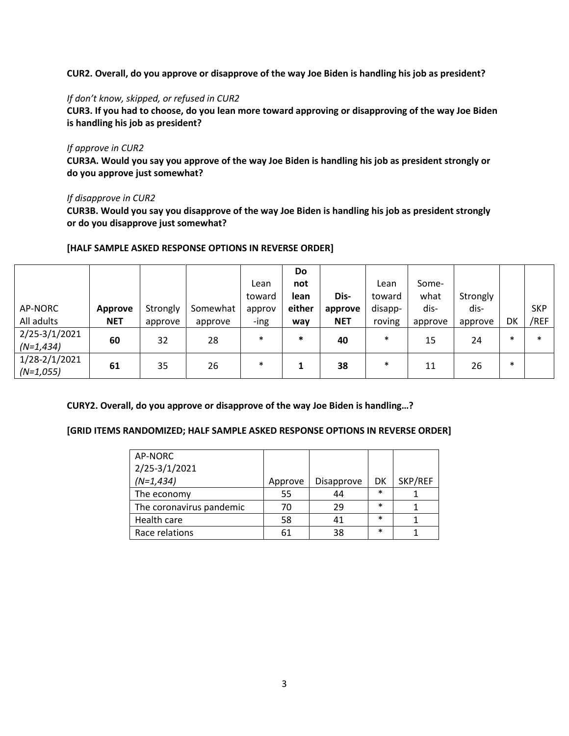**CUR2. Overall, do you approve or disapprove of the way Joe Biden is handling his job as president?**

*If don't know, skipped, or refused in CUR2*
**CUR3. If you had to choose, do you lean more toward approving or disapproving of the way Joe Biden is handling his job as president?**

*If approve in CUR2*
**CUR3A. Would you say you approve of the way Joe Biden is handling his job as president strongly or do you approve just somewhat?**

*If disapprove in CUR2*
**CUR3B. Would you say you disapprove of the way Joe Biden is handling his job as president strongly or do you disapprove just somewhat?**

**[HALF SAMPLE ASKED RESPONSE OPTIONS IN REVERSE ORDER]**

| AP-NORC All adults | **Approve NET** | Strongly approve | Somewhat approve | Lean toward approv-ing | **Do not lean either way** | **Dis-approve NET** | Lean toward disapp-roving | Some-what dis-approve | Strongly dis-approve | DK | SKP /REF |
|---|---|---|---|---|---|---|---|---|---|---|---|
| 2/25-3/1/2021 *(N=1,434)* | **60** | 32 | 28 | * | **\*** | **40** | * | 15 | 24 | * | * |
| 1/28-2/1/2021 *(N=1,055)* | **61** | 35 | 26 | * | **1** | **38** | * | 11 | 26 | * | |

**CURY2. Overall, do you approve or disapprove of the way Joe Biden is handling…?**

**[GRID ITEMS RANDOMIZED; HALF SAMPLE ASKED RESPONSE OPTIONS IN REVERSE ORDER]**

| AP-NORC 2/25-3/1/2021 *(N=1,434)* | Approve | Disapprove | DK | SKP/REF |
|---|---|---|---|---|
| The economy | 55 | 44 | * | 1 |
| The coronavirus pandemic | 70 | 29 | * | 1 |
| Health care | 58 | 41 | * | 1 |
| Race relations | 61 | 38 | * | 1 |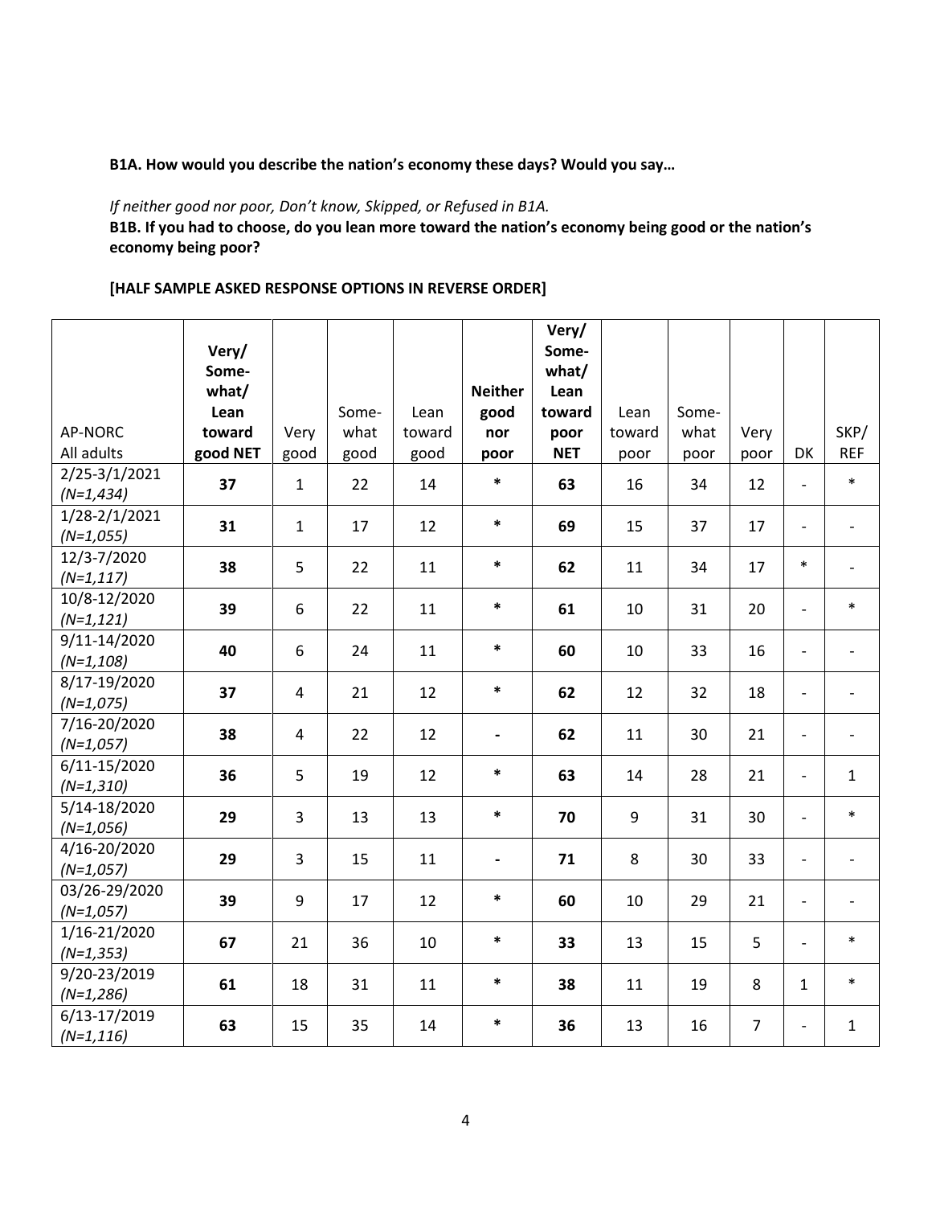**B1A. How would you describe the nation's economy these days? Would you say…**

*If neither good nor poor, Don't know, Skipped, or Refused in B1A.*

**B1B. If you had to choose, do you lean more toward the nation's economy being good or the nation's economy being poor?**

**[HALF SAMPLE ASKED RESPONSE OPTIONS IN REVERSE ORDER]**

| AP-NORC All adults | **Very/ Some-what/ Lean toward good NET** | Very good | Some-what good | Lean toward good | **Neither good nor poor** | **Very/ Some-what/ Lean toward poor NET** | Lean toward poor | Some-what poor | Very poor | DK | SKP/ REF |
|---|---|---|---|---|---|---|---|---|---|---|---|
| 2/25-3/1/2021 *(N=1,434)* | **37** | 1 | 22 | 14 | * | **63** | 16 | 34 | 12 | - | * |
| 1/28-2/1/2021 *(N=1,055)* | **31** | 1 | 17 | 12 | * | **69** | 15 | 37 | 17 | - | - |
| 12/3-7/2020 *(N=1,117)* | **38** | 5 | 22 | 11 | * | **62** | 11 | 34 | 17 | * | - |
| 10/8-12/2020 *(N=1,121)* | **39** | 6 | 22 | 11 | * | **61** | 10 | 31 | 20 | - | * |
| 9/11-14/2020 *(N=1,108)* | **40** | 6 | 24 | 11 | * | **60** | 10 | 33 | 16 | - | - |
| 8/17-19/2020 *(N=1,075)* | **37** | 4 | 21 | 12 | * | **62** | 12 | 32 | 18 | - | - |
| 7/16-20/2020 *(N=1,057)* | **38** | 4 | 22 | 12 | - | **62** | 11 | 30 | 21 | - | - |
| 6/11-15/2020 *(N=1,310)* | **36** | 5 | 19 | 12 | * | **63** | 14 | 28 | 21 | - | 1 |
| 5/14-18/2020 *(N=1,056)* | **29** | 3 | 13 | 13 | * | **70** | 9 | 31 | 30 | - | * |
| 4/16-20/2020 *(N=1,057)* | **29** | 3 | 15 | 11 | - | **71** | 8 | 30 | 33 | - | - |
| 03/26-29/2020 *(N=1,057)* | **39** | 9 | 17 | 12 | * | **60** | 10 | 29 | 21 | - | - |
| 1/16-21/2020 *(N=1,353)* | **67** | 21 | 36 | 10 | * | **33** | 13 | 15 | 5 | - | * |
| 9/20-23/2019 *(N=1,286)* | **61** | 18 | 31 | 11 | * | **38** | 11 | 19 | 8 | 1 | * |
| 6/13-17/2019 *(N=1,116)* | **63** | 15 | 35 | 14 | * | **36** | 13 | 16 | 7 | - | 1 |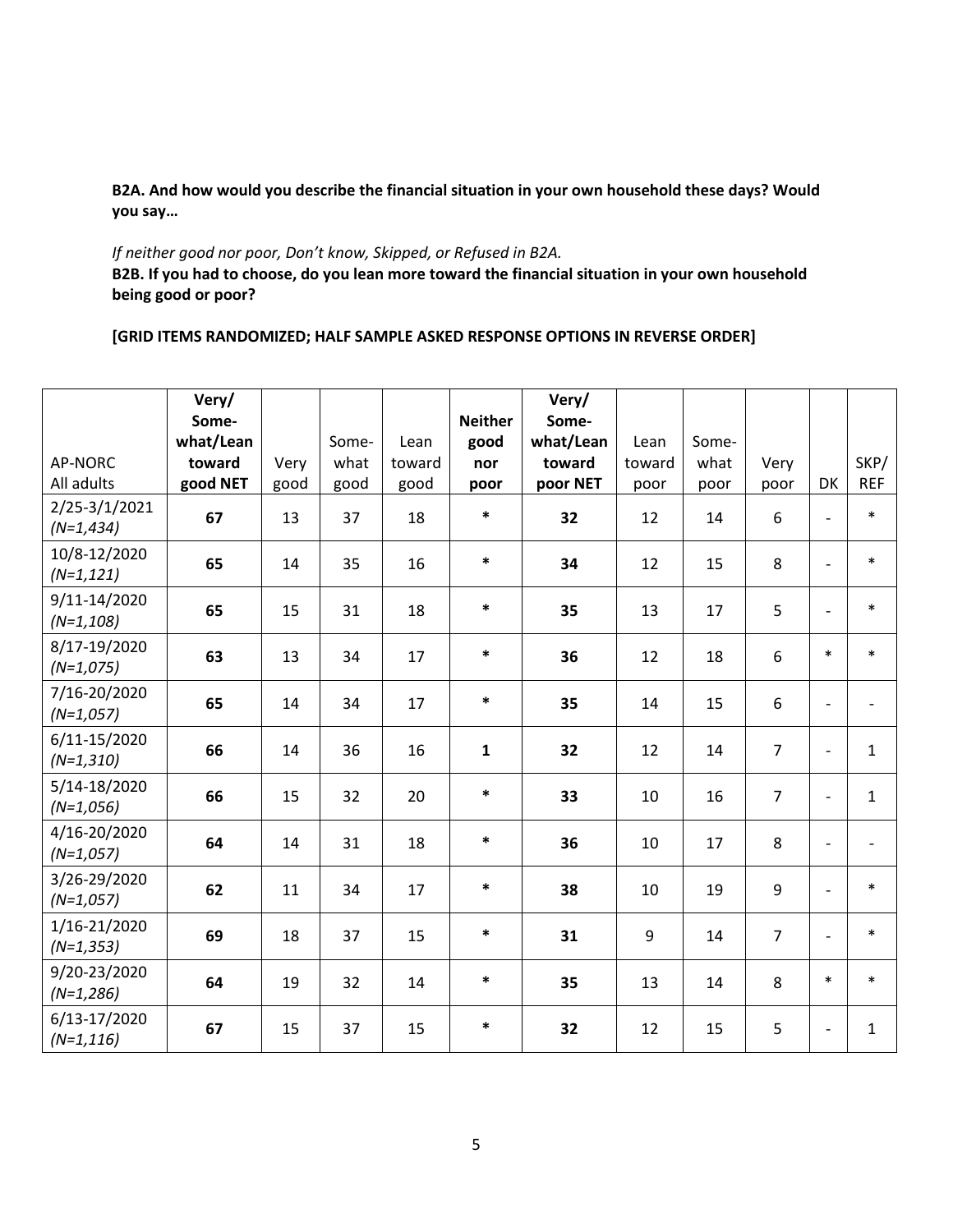**B2A. And how would you describe the financial situation in your own household these days? Would you say…**

*If neither good nor poor, Don't know, Skipped, or Refused in B2A.*
**B2B. If you had to choose, do you lean more toward the financial situation in your own household being good or poor?**

**[GRID ITEMS RANDOMIZED; HALF SAMPLE ASKED RESPONSE OPTIONS IN REVERSE ORDER]**

| AP-NORC All adults | **Very/ Some-what/Lean toward good NET** | Very good | Some-what good | Lean toward good | **Neither good nor poor** | **Very/ Some-what/Lean toward poor NET** | Lean toward poor | Some-what poor | Very poor | DK | SKP/ REF |
|---|---|---|---|---|---|---|---|---|---|---|---|
| 2/25-3/1/2021 *(N=1,434)* | **67** | 13 | 37 | 18 | **\*** | **32** | 12 | 14 | 6 | - | * |
| 10/8-12/2020 *(N=1,121)* | **65** | 14 | 35 | 16 | **\*** | **34** | 12 | 15 | 8 | - | * |
| 9/11-14/2020 *(N=1,108)* | **65** | 15 | 31 | 18 | **\*** | **35** | 13 | 17 | 5 | - | * |
| 8/17-19/2020 *(N=1,075)* | **63** | 13 | 34 | 17 | **\*** | **36** | 12 | 18 | 6 | * | * |
| 7/16-20/2020 *(N=1,057)* | **65** | 14 | 34 | 17 | **\*** | **35** | 14 | 15 | 6 | - | - |
| 6/11-15/2020 *(N=1,310)* | **66** | 14 | 36 | 16 | **1** | **32** | 12 | 14 | 7 | - | 1 |
| 5/14-18/2020 *(N=1,056)* | **66** | 15 | 32 | 20 | **\*** | **33** | 10 | 16 | 7 | - | 1 |
| 4/16-20/2020 *(N=1,057)* | **64** | 14 | 31 | 18 | **\*** | **36** | 10 | 17 | 8 | - | - |
| 3/26-29/2020 *(N=1,057)* | **62** | 11 | 34 | 17 | **\*** | **38** | 10 | 19 | 9 | - | * |
| 1/16-21/2020 *(N=1,353)* | **69** | 18 | 37 | 15 | **\*** | **31** | 9 | 14 | 7 | - | * |
| 9/20-23/2020 *(N=1,286)* | **64** | 19 | 32 | 14 | **\*** | **35** | 13 | 14 | 8 | * | * |
| 6/13-17/2020 *(N=1,116)* | **67** | 15 | 37 | 15 | **\*** | **32** | 12 | 15 | 5 | - | 1 |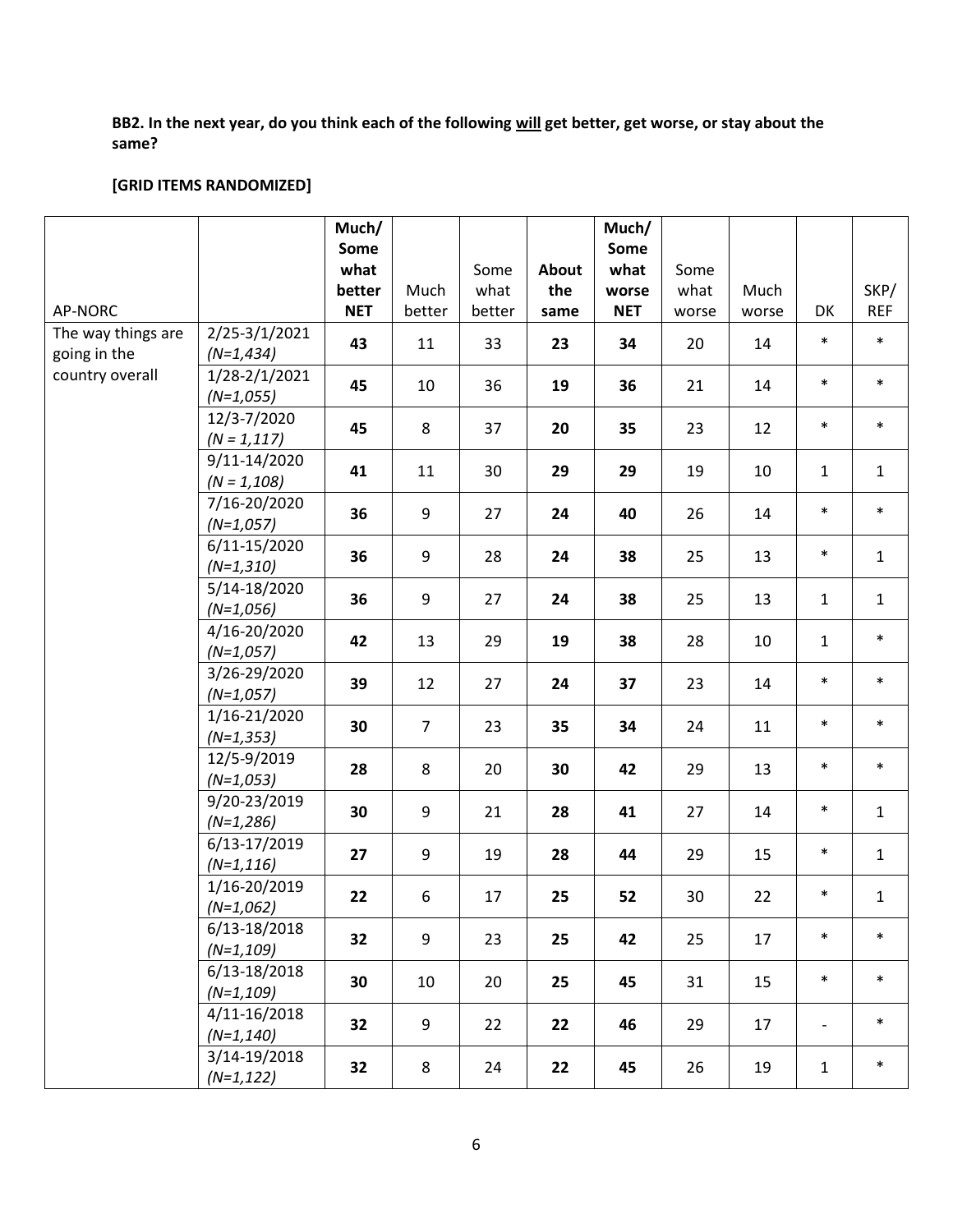**BB2. In the next year, do you think each of the following will get better, get worse, or stay about the same?**

**[GRID ITEMS RANDOMIZED]**

| AP-NORC | | **Much/ Some what better NET** | Much better | Some what better | **About the same** | **Much/ Some what worse NET** | Some what worse | Much worse | DK | SKP/ REF |
|---|---|---|---|---|---|---|---|---|---|---|
| The way things are going in the country overall | 2/25-3/1/2021 *(N=1,434)* | **43** | 11 | 33 | **23** | **34** | 20 | 14 | * | * |
| | 1/28-2/1/2021 *(N=1,055)* | **45** | 10 | 36 | **19** | **36** | 21 | 14 | * | * |
| | 12/3-7/2020 *(N = 1,117)* | **45** | 8 | 37 | **20** | **35** | 23 | 12 | * | * |
| | 9/11-14/2020 *(N = 1,108)* | **41** | 11 | 30 | **29** | **29** | 19 | 10 | 1 | 1 |
| | 7/16-20/2020 *(N=1,057)* | **36** | 9 | 27 | **24** | **40** | 26 | 14 | * | * |
| | 6/11-15/2020 *(N=1,310)* | **36** | 9 | 28 | **24** | **38** | 25 | 13 | * | 1 |
| | 5/14-18/2020 *(N=1,056)* | **36** | 9 | 27 | **24** | **38** | 25 | 13 | 1 | 1 |
| | 4/16-20/2020 *(N=1,057)* | **42** | 13 | 29 | **19** | **38** | 28 | 10 | 1 | * |
| | 3/26-29/2020 *(N=1,057)* | **39** | 12 | 27 | **24** | **37** | 23 | 14 | * | * |
| | 1/16-21/2020 *(N=1,353)* | **30** | 7 | 23 | **35** | **34** | 24 | 11 | * | * |
| | 12/5-9/2019 *(N=1,053)* | **28** | 8 | 20 | **30** | **42** | 29 | 13 | * | * |
| | 9/20-23/2019 *(N=1,286)* | **30** | 9 | 21 | **28** | **41** | 27 | 14 | * | 1 |
| | 6/13-17/2019 *(N=1,116)* | **27** | 9 | 19 | **28** | **44** | 29 | 15 | * | 1 |
| | 1/16-20/2019 *(N=1,062)* | **22** | 6 | 17 | **25** | **52** | 30 | 22 | * | 1 |
| | 6/13-18/2018 *(N=1,109)* | **32** | 9 | 23 | **25** | **42** | 25 | 17 | * | * |
| | 6/13-18/2018 *(N=1,109)* | **30** | 10 | 20 | **25** | **45** | 31 | 15 | * | * |
| | 4/11-16/2018 *(N=1,140)* | **32** | 9 | 22 | **22** | **46** | 29 | 17 | - | * |
| | 3/14-19/2018 *(N=1,122)* | **32** | 8 | 24 | **22** | **45** | 26 | 19 | 1 | * |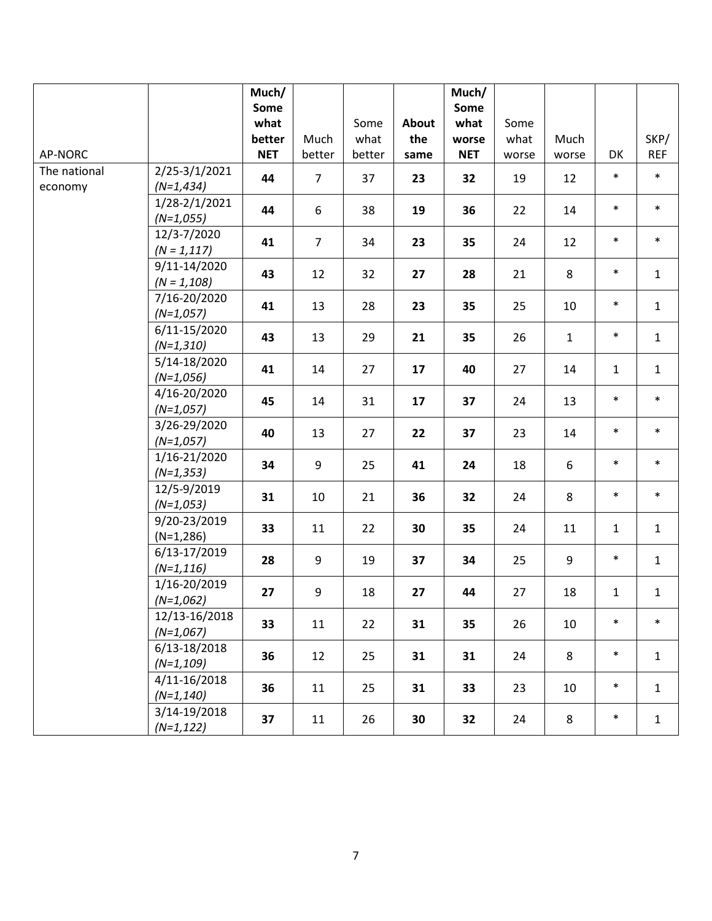| AP-NORC | | **Much/ Some what better NET** | Much better | Some what better | **About the same** | **Much/ Some what worse NET** | Some what worse | Much worse | DK | SKP/ REF |
|---|---|---|---|---|---|---|---|---|---|---|
| The national economy | 2/25-3/1/2021 *(N=1,434)* | **44** | 7 | 37 | **23** | **32** | 19 | 12 | * | * |
| | 1/28-2/1/2021 *(N=1,055)* | **44** | 6 | 38 | **19** | **36** | 22 | 14 | * | * |
| | 12/3-7/2020 *(N = 1,117)* | **41** | 7 | 34 | **23** | **35** | 24 | 12 | * | * |
| | 9/11-14/2020 *(N = 1,108)* | **43** | 12 | 32 | **27** | **28** | 21 | 8 | * | 1 |
| | 7/16-20/2020 *(N=1,057)* | **41** | 13 | 28 | **23** | **35** | 25 | 10 | * | 1 |
| | 6/11-15/2020 *(N=1,310)* | **43** | 13 | 29 | **21** | **35** | 26 | 1 | * | 1 |
| | 5/14-18/2020 *(N=1,056)* | **41** | 14 | 27 | **17** | **40** | 27 | 14 | 1 | 1 |
| | 4/16-20/2020 *(N=1,057)* | **45** | 14 | 31 | **17** | **37** | 24 | 13 | * | * |
| | 3/26-29/2020 *(N=1,057)* | **40** | 13 | 27 | **22** | **37** | 23 | 14 | * | * |
| | 1/16-21/2020 *(N=1,353)* | **34** | 9 | 25 | **41** | **24** | 18 | 6 | * | * |
| | 12/5-9/2019 *(N=1,053)* | **31** | 10 | 21 | **36** | **32** | 24 | 8 | * | * |
| | 9/20-23/2019 (N=1,286) | **33** | 11 | 22 | **30** | **35** | 24 | 11 | 1 | 1 |
| | 6/13-17/2019 *(N=1,116)* | **28** | 9 | 19 | **37** | **34** | 25 | 9 | * | 1 |
| | 1/16-20/2019 *(N=1,062)* | **27** | 9 | 18 | **27** | **44** | 27 | 18 | 1 | 1 |
| | 12/13-16/2018 *(N=1,067)* | **33** | 11 | 22 | **31** | **35** | 26 | 10 | * | * |
| | 6/13-18/2018 *(N=1,109)* | **36** | 12 | 25 | **31** | **31** | 24 | 8 | * | 1 |
| | 4/11-16/2018 *(N=1,140)* | **36** | 11 | 25 | **31** | **33** | 23 | 10 | * | 1 |
| | 3/14-19/2018 *(N=1,122)* | **37** | 11 | 26 | **30** | **32** | 24 | 8 | * | 1 |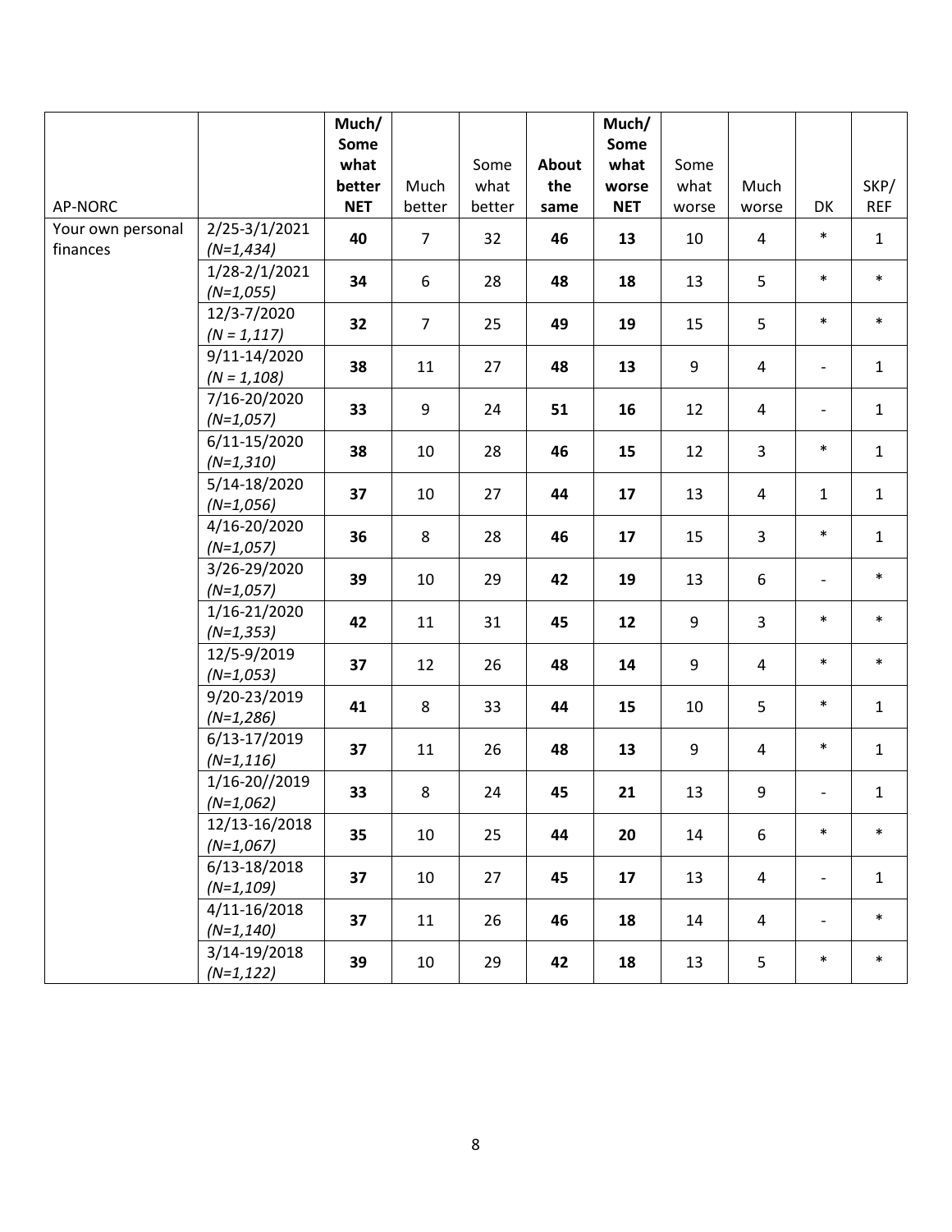| AP-NORC | | Much/ Some what better NET | Much better | Some what better | About the same | Much/ Some what worse NET | Some what worse | Much worse | DK | SKP/ REF |
|---|---|---|---|---|---|---|---|---|---|---|
| Your own personal finances | 2/25-3/1/2021 *(N=1,434)* | **40** | 7 | 32 | **46** | **13** | 10 | 4 | * | 1 |
| | 1/28-2/1/2021 *(N=1,055)* | **34** | 6 | 28 | **48** | **18** | 13 | 5 | * | * |
| | 12/3-7/2020 *(N = 1,117)* | **32** | 7 | 25 | **49** | **19** | 15 | 5 | * | * |
| | 9/11-14/2020 *(N = 1,108)* | **38** | 11 | 27 | **48** | **13** | 9 | 4 | - | 1 |
| | 7/16-20/2020 *(N=1,057)* | **33** | 9 | 24 | **51** | **16** | 12 | 4 | - | 1 |
| | 6/11-15/2020 *(N=1,310)* | **38** | 10 | 28 | **46** | **15** | 12 | 3 | * | 1 |
| | 5/14-18/2020 *(N=1,056)* | **37** | 10 | 27 | **44** | **17** | 13 | 4 | 1 | 1 |
| | 4/16-20/2020 *(N=1,057)* | **36** | 8 | 28 | **46** | **17** | 15 | 3 | * | 1 |
| | 3/26-29/2020 *(N=1,057)* | **39** | 10 | 29 | **42** | **19** | 13 | 6 | - | * |
| | 1/16-21/2020 *(N=1,353)* | **42** | 11 | 31 | **45** | **12** | 9 | 3 | * | * |
| | 12/5-9/2019 *(N=1,053)* | **37** | 12 | 26 | **48** | **14** | 9 | 4 | * | * |
| | 9/20-23/2019 *(N=1,286)* | **41** | 8 | 33 | **44** | **15** | 10 | 5 | * | 1 |
| | 6/13-17/2019 *(N=1,116)* | **37** | 11 | 26 | **48** | **13** | 9 | 4 | * | 1 |
| | 1/16-20//2019 *(N=1,062)* | **33** | 8 | 24 | **45** | **21** | 13 | 9 | - | 1 |
| | 12/13-16/2018 *(N=1,067)* | **35** | 10 | 25 | **44** | **20** | 14 | 6 | * | * |
| | 6/13-18/2018 *(N=1,109)* | **37** | 10 | 27 | **45** | **17** | 13 | 4 | - | 1 |
| | 4/11-16/2018 *(N=1,140)* | **37** | 11 | 26 | **46** | **18** | 14 | 4 | - | * |
| | 3/14-19/2018 *(N=1,122)* | **39** | 10 | 29 | **42** | **18** | 13 | 5 | * | * |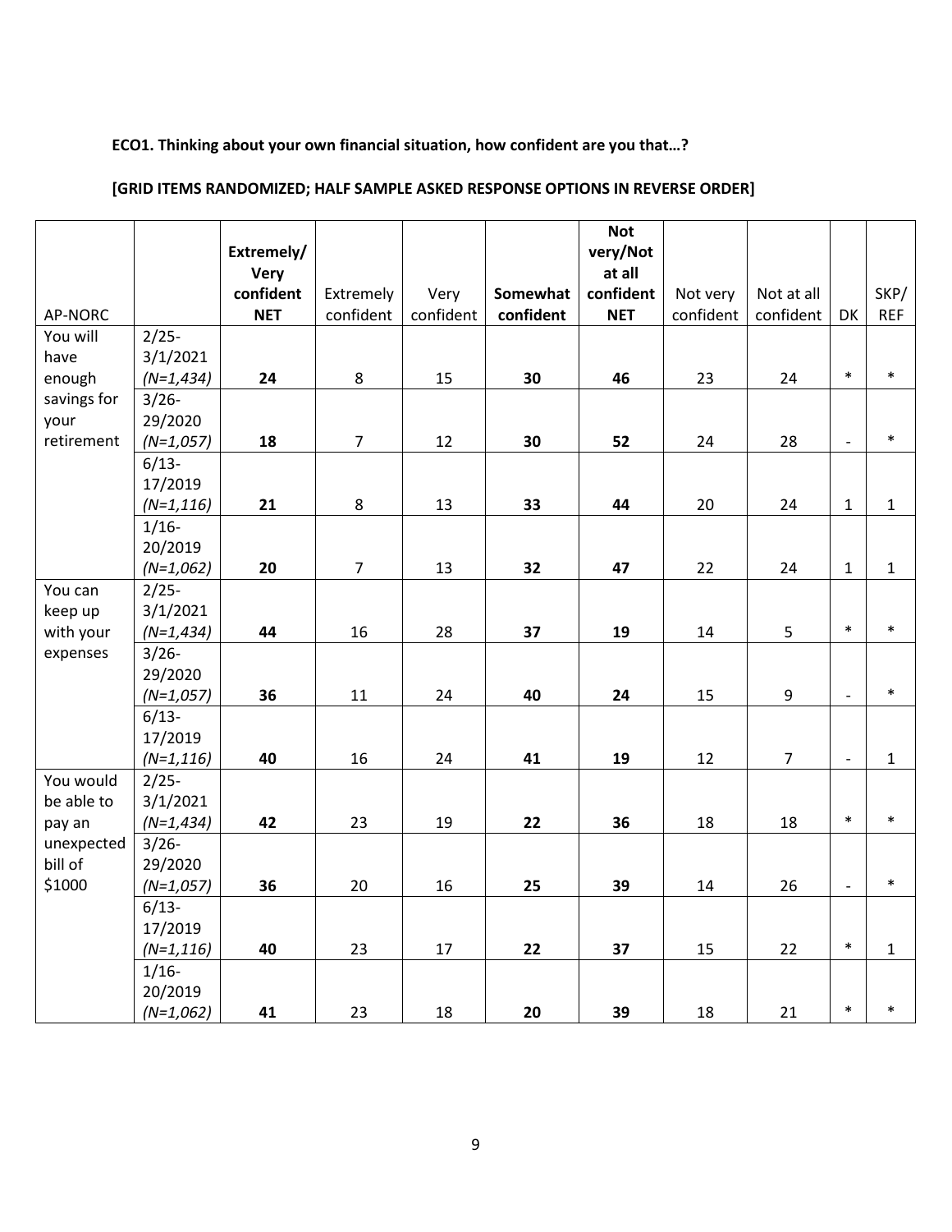**ECO1. Thinking about your own financial situation, how confident are you that…?**

**[GRID ITEMS RANDOMIZED; HALF SAMPLE ASKED RESPONSE OPTIONS IN REVERSE ORDER]**

| AP-NORC | | **Extremely/ Very confident NET** | Extremely confident | Very confident | **Somewhat confident** | **Not very/Not at all confident NET** | Not very confident | Not at all confident | DK | SKP/ REF |
|---|---|---|---|---|---|---|---|---|---|---|
| You will have enough savings for your retirement | 2/25-3/1/2021 *(N=1,434)* | **24** | 8 | 15 | **30** | **46** | 23 | 24 | * | * |
| | 3/26-29/2020 *(N=1,057)* | **18** | 7 | 12 | **30** | **52** | 24 | 28 | - | * |
| | 6/13-17/2019 *(N=1,116)* | **21** | 8 | 13 | **33** | **44** | 20 | 24 | 1 | 1 |
| | 1/16-20/2019 *(N=1,062)* | **20** | 7 | 13 | **32** | **47** | 22 | 24 | 1 | 1 |
| You can keep up with your expenses | 2/25-3/1/2021 *(N=1,434)* | **44** | 16 | 28 | **37** | **19** | 14 | 5 | * | * |
| | 3/26-29/2020 *(N=1,057)* | **36** | 11 | 24 | **40** | **24** | 15 | 9 | - | * |
| | 6/13-17/2019 *(N=1,116)* | **40** | 16 | 24 | **41** | **19** | 12 | 7 | - | 1 |
| You would be able to pay an unexpected bill of $1000 | 2/25-3/1/2021 *(N=1,434)* | **42** | 23 | 19 | **22** | **36** | 18 | 18 | * | * |
| | 3/26-29/2020 *(N=1,057)* | **36** | 20 | 16 | **25** | **39** | 14 | 26 | - | * |
| | 6/13-17/2019 *(N=1,116)* | **40** | 23 | 17 | **22** | **37** | 15 | 22 | * | 1 |
| | 1/16-20/2019 *(N=1,062)* | **41** | 23 | 18 | **20** | **39** | 18 | 21 | * | * |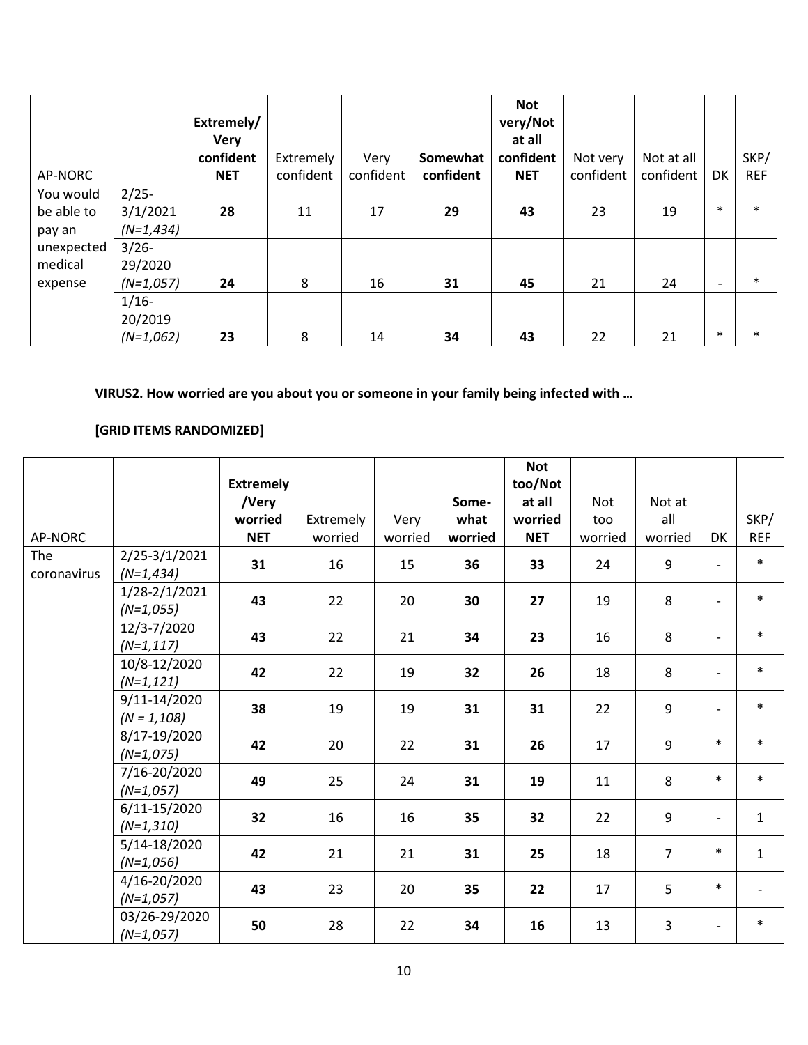| AP-NORC | | **Extremely/ Very confident NET** | Extremely confident | Very confident | **Somewhat confident** | **Not very/Not at all confident NET** | Not very confident | Not at all confident | DK | SKP/ REF |
|---|---|---|---|---|---|---|---|---|---|---|
| You would be able to pay an unexpected medical expense | 2/25-3/1/2021 *(N=1,434)* | **28** | 11 | 17 | **29** | **43** | 23 | 19 | * | * |
| | 3/26-29/2020 *(N=1,057)* | **24** | 8 | 16 | **31** | **45** | 21 | 24 | - | * |
| | 1/16-20/2019 *(N=1,062)* | **23** | 8 | 14 | **34** | **43** | 22 | 21 | * | * |

**VIRUS2. How worried are you about you or someone in your family being infected with …**

**[GRID ITEMS RANDOMIZED]**

| AP-NORC | | **Extremely /Very worried NET** | Extremely worried | Very worried | **Some-what worried** | **Not too/Not at all worried NET** | Not too worried | Not at all worried | DK | SKP/ REF |
|---|---|---|---|---|---|---|---|---|---|---|
| The coronavirus | 2/25-3/1/2021 *(N=1,434)* | **31** | 16 | 15 | **36** | **33** | 24 | 9 | - | * |
| | 1/28-2/1/2021 *(N=1,055)* | **43** | 22 | 20 | **30** | **27** | 19 | 8 | - | * |
| | 12/3-7/2020 *(N=1,117)* | **43** | 22 | 21 | **34** | **23** | 16 | 8 | - | * |
| | 10/8-12/2020 *(N=1,121)* | **42** | 22 | 19 | **32** | **26** | 18 | 8 | - | * |
| | 9/11-14/2020 *(N = 1,108)* | **38** | 19 | 19 | **31** | **31** | 22 | 9 | - | * |
| | 8/17-19/2020 *(N=1,075)* | **42** | 20 | 22 | **31** | **26** | 17 | 9 | * | * |
| | 7/16-20/2020 *(N=1,057)* | **49** | 25 | 24 | **31** | **19** | 11 | 8 | * | * |
| | 6/11-15/2020 *(N=1,310)* | **32** | 16 | 16 | **35** | **32** | 22 | 9 | - | 1 |
| | 5/14-18/2020 *(N=1,056)* | **42** | 21 | 21 | **31** | **25** | 18 | 7 | * | 1 |
| | 4/16-20/2020 *(N=1,057)* | **43** | 23 | 20 | **35** | **22** | 17 | 5 | * | - |
| | 03/26-29/2020 *(N=1,057)* | **50** | 28 | 22 | **34** | **16** | 13 | 3 | - | * |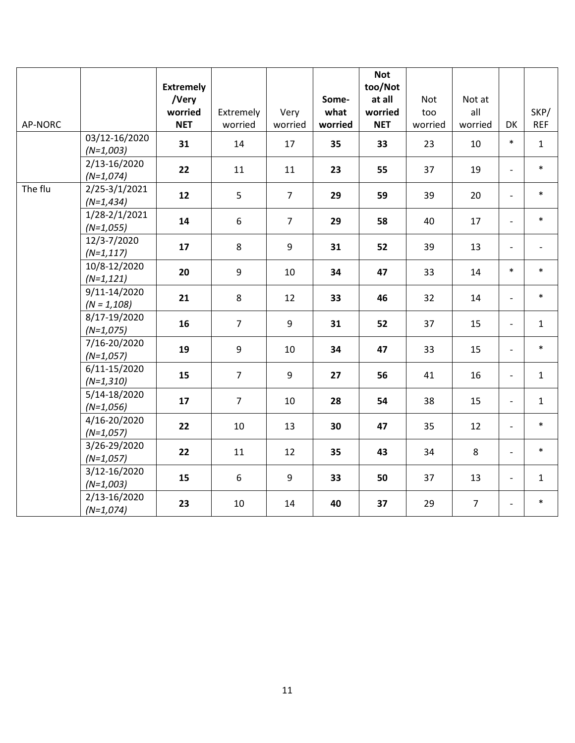| AP-NORC | | **Extremely /Very worried NET** | Extremely worried | Very worried | **Some-what worried** | **Not too/Not at all worried NET** | Not too worried | Not at all worried | DK | SKP/ REF |
|---|---|---|---|---|---|---|---|---|---|---|
| | 03/12-16/2020 *(N=1,003)* | **31** | 14 | 17 | **35** | **33** | 23 | 10 | * | 1 |
| | 2/13-16/2020 *(N=1,074)* | **22** | 11 | 11 | **23** | **55** | 37 | 19 | - | * |
| The flu | 2/25-3/1/2021 *(N=1,434)* | **12** | 5 | 7 | **29** | **59** | 39 | 20 | - | * |
| | 1/28-2/1/2021 *(N=1,055)* | **14** | 6 | 7 | **29** | **58** | 40 | 17 | - | * |
| | 12/3-7/2020 *(N=1,117)* | **17** | 8 | 9 | **31** | **52** | 39 | 13 | - | - |
| | 10/8-12/2020 *(N=1,121)* | **20** | 9 | 10 | **34** | **47** | 33 | 14 | * | * |
| | 9/11-14/2020 *(N = 1,108)* | **21** | 8 | 12 | **33** | **46** | 32 | 14 | - | * |
| | 8/17-19/2020 *(N=1,075)* | **16** | 7 | 9 | **31** | **52** | 37 | 15 | - | 1 |
| | 7/16-20/2020 *(N=1,057)* | **19** | 9 | 10 | **34** | **47** | 33 | 15 | - | * |
| | 6/11-15/2020 *(N=1,310)* | **15** | 7 | 9 | **27** | **56** | 41 | 16 | - | 1 |
| | 5/14-18/2020 *(N=1,056)* | **17** | 7 | 10 | **28** | **54** | 38 | 15 | - | 1 |
| | 4/16-20/2020 *(N=1,057)* | **22** | 10 | 13 | **30** | **47** | 35 | 12 | - | * |
| | 3/26-29/2020 *(N=1,057)* | **22** | 11 | 12 | **35** | **43** | 34 | 8 | - | * |
| | 3/12-16/2020 *(N=1,003)* | **15** | 6 | 9 | **33** | **50** | 37 | 13 | - | 1 |
| | 2/13-16/2020 *(N=1,074)* | **23** | 10 | 14 | **40** | **37** | 29 | 7 | - | * |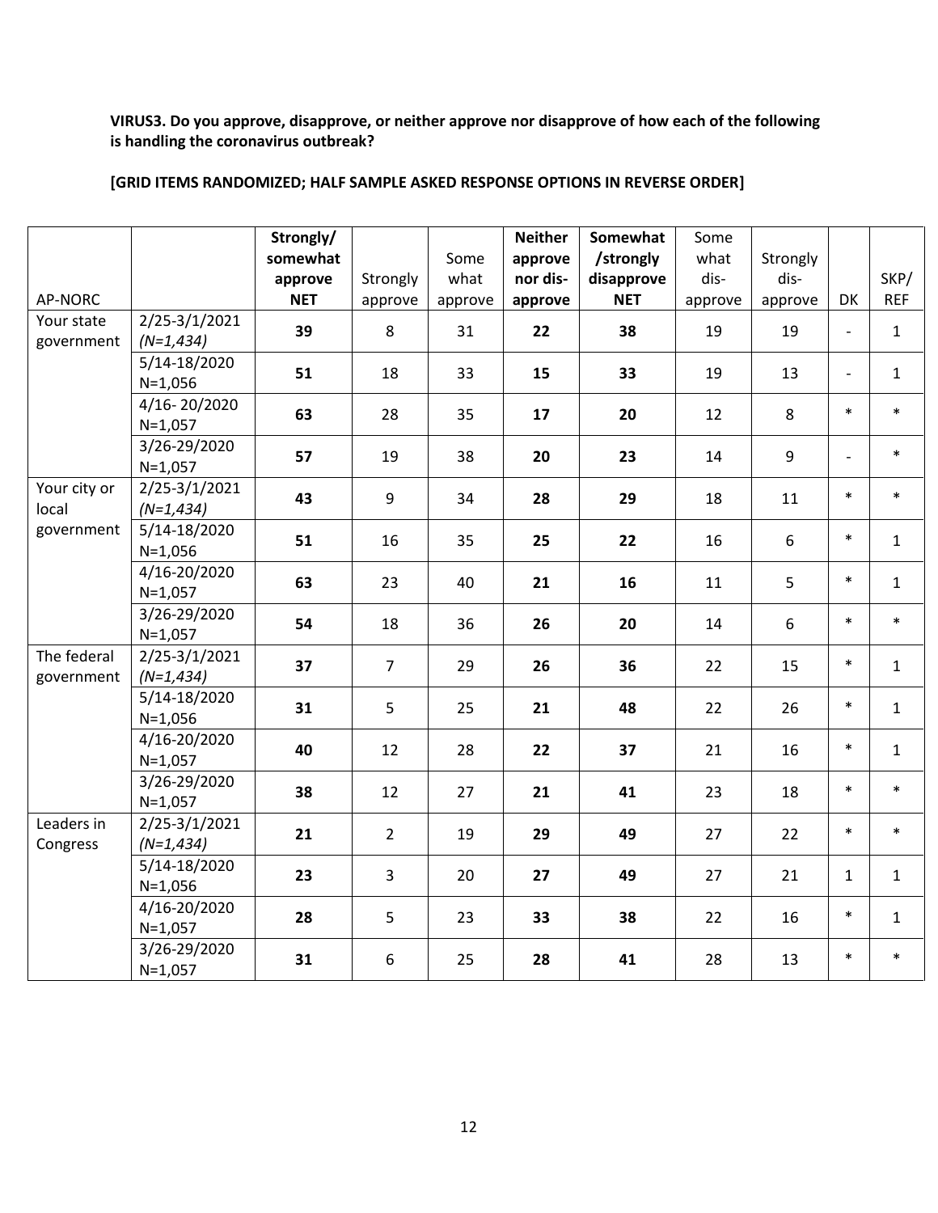**VIRUS3. Do you approve, disapprove, or neither approve nor disapprove of how each of the following is handling the coronavirus outbreak?**

**[GRID ITEMS RANDOMIZED; HALF SAMPLE ASKED RESPONSE OPTIONS IN REVERSE ORDER]**

| AP-NORC | | **Strongly/ somewhat approve NET** | Strongly approve | Some what approve | **Neither approve nor dis-approve** | **Somewhat /strongly disapprove NET** | Some what dis-approve | Strongly dis-approve | DK | SKP/ REF |
|---|---|---|---|---|---|---|---|---|---|---|
| Your state government | 2/25-3/1/2021 *(N=1,434)* | **39** | 8 | 31 | **22** | **38** | 19 | 19 | - | 1 |
| | 5/14-18/2020 N=1,056 | **51** | 18 | 33 | **15** | **33** | 19 | 13 | - | 1 |
| | 4/16- 20/2020 N=1,057 | **63** | 28 | 35 | **17** | **20** | 12 | 8 | * | * |
| | 3/26-29/2020 N=1,057 | **57** | 19 | 38 | **20** | **23** | 14 | 9 | - | * |
| Your city or local government | 2/25-3/1/2021 *(N=1,434)* | **43** | 9 | 34 | **28** | **29** | 18 | 11 | * | * |
| | 5/14-18/2020 N=1,056 | **51** | 16 | 35 | **25** | **22** | 16 | 6 | * | 1 |
| | 4/16-20/2020 N=1,057 | **63** | 23 | 40 | **21** | **16** | 11 | 5 | * | 1 |
| | 3/26-29/2020 N=1,057 | **54** | 18 | 36 | **26** | **20** | 14 | 6 | * | * |
| The federal government | 2/25-3/1/2021 *(N=1,434)* | **37** | 7 | 29 | **26** | **36** | 22 | 15 | * | 1 |
| | 5/14-18/2020 N=1,056 | **31** | 5 | 25 | **21** | **48** | 22 | 26 | * | 1 |
| | 4/16-20/2020 N=1,057 | **40** | 12 | 28 | **22** | **37** | 21 | 16 | * | 1 |
| | 3/26-29/2020 N=1,057 | **38** | 12 | 27 | **21** | **41** | 23 | 18 | * | * |
| Leaders in Congress | 2/25-3/1/2021 *(N=1,434)* | **21** | 2 | 19 | **29** | **49** | 27 | 22 | * | * |
| | 5/14-18/2020 N=1,056 | **23** | 3 | 20 | **27** | **49** | 27 | 21 | 1 | 1 |
| | 4/16-20/2020 N=1,057 | **28** | 5 | 23 | **33** | **38** | 22 | 16 | * | 1 |
| | 3/26-29/2020 N=1,057 | **31** | 6 | 25 | **28** | **41** | 28 | 13 | * | * |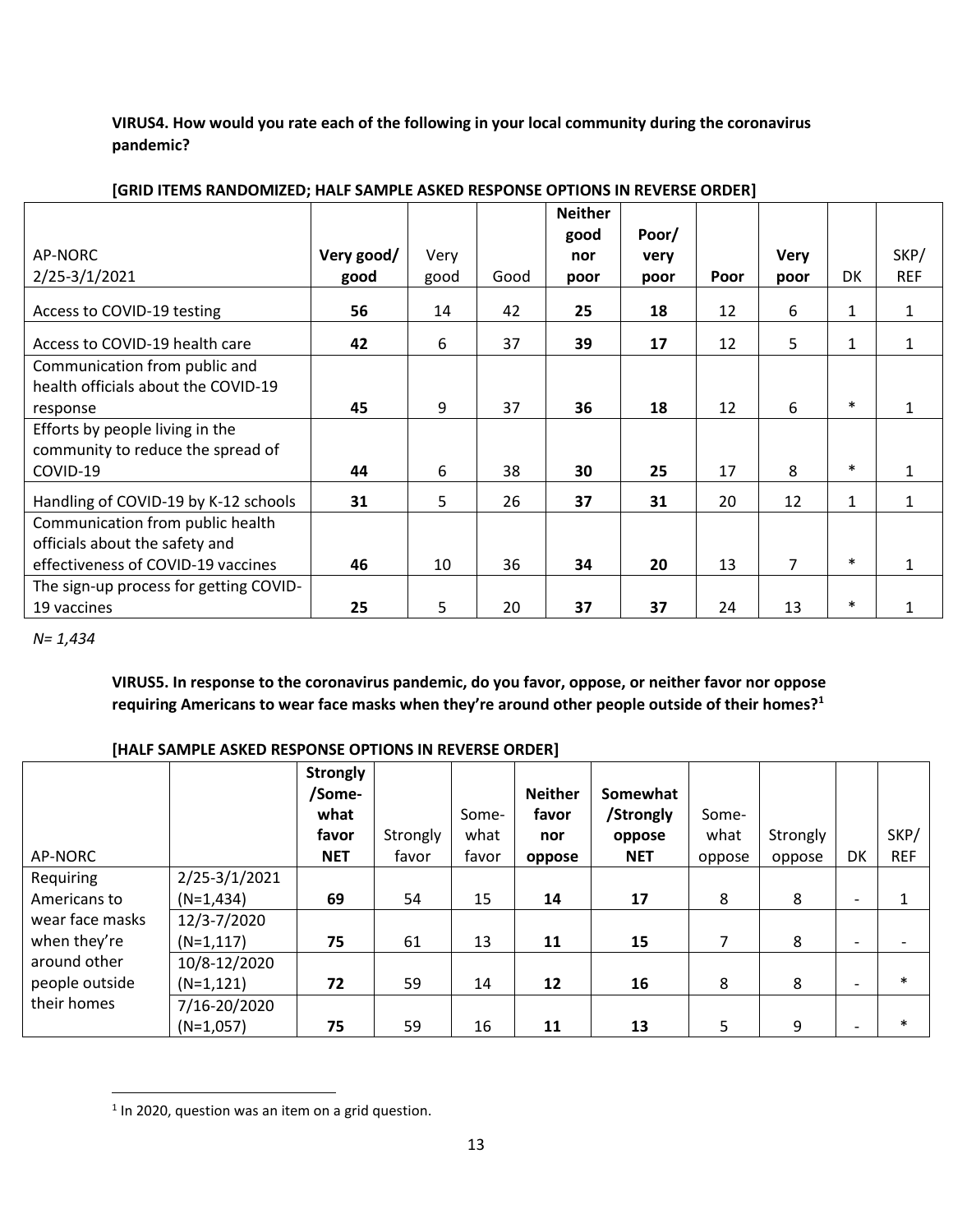**VIRUS4. How would you rate each of the following in your local community during the coronavirus pandemic?**

**[GRID ITEMS RANDOMIZED; HALF SAMPLE ASKED RESPONSE OPTIONS IN REVERSE ORDER]**

| AP-NORC 2/25-3/1/2021 | Very good/ good | Very good | Good | Neither good nor poor | Poor/ very poor | Poor | Very poor | DK | SKP/ REF |
|---|---|---|---|---|---|---|---|---|---|
| Access to COVID-19 testing | **56** | 14 | 42 | **25** | **18** | 12 | 6 | 1 | 1 |
| Access to COVID-19 health care | **42** | 6 | 37 | **39** | **17** | 12 | 5 | 1 | 1 |
| Communication from public and health officials about the COVID-19 response | **45** | 9 | 37 | **36** | **18** | 12 | 6 | * | 1 |
| Efforts by people living in the community to reduce the spread of COVID-19 | **44** | 6 | 38 | **30** | **25** | 17 | 8 | * | 1 |
| Handling of COVID-19 by K-12 schools | **31** | 5 | 26 | **37** | **31** | 20 | 12 | 1 | 1 |
| Communication from public health officials about the safety and effectiveness of COVID-19 vaccines | **46** | 10 | 36 | **34** | **20** | 13 | 7 | * | 1 |
| The sign-up process for getting COVID-19 vaccines | **25** | 5 | 20 | **37** | **37** | 24 | 13 | * | 1 |

*N= 1,434*

**VIRUS5. In response to the coronavirus pandemic, do you favor, oppose, or neither favor nor oppose requiring Americans to wear face masks when they're around other people outside of their homes?[1]**

**[HALF SAMPLE ASKED RESPONSE OPTIONS IN REVERSE ORDER]**

| AP-NORC | | Strongly /Somewhat favor NET | Strongly favor | Somewhat favor | Neither favor nor oppose | Somewhat /Strongly oppose NET | Somewhat oppose | Strongly oppose | DK | SKP/ REF |
|---|---|---|---|---|---|---|---|---|---|---|
| Requiring Americans to wear face masks when they're around other people outside their homes | 2/25-3/1/2021 (N=1,434) | **69** | 54 | 15 | **14** | **17** | 8 | 8 | - | 1 |
| | 12/3-7/2020 (N=1,117) | **75** | 61 | 13 | **11** | **15** | 7 | 8 | - | - |
| | 10/8-12/2020 (N=1,121) | **72** | 59 | 14 | **12** | **16** | 8 | 8 | - | * |
| | 7/16-20/2020 (N=1,057) | **75** | 59 | 16 | **11** | **13** | 5 | 9 | - | * |

[1] In 2020, question was an item on a grid question.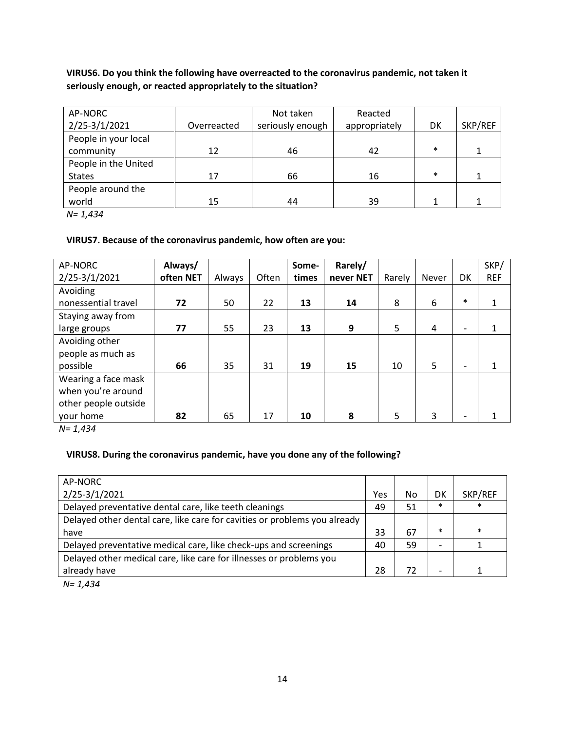**VIRUS6. Do you think the following have overreacted to the coronavirus pandemic, not taken it seriously enough, or reacted appropriately to the situation?**

| AP-NORC 2/25-3/1/2021 | Overreacted | Not taken seriously enough | Reacted appropriately | DK | SKP/REF |
|---|---|---|---|---|---|
| People in your local community | 12 | 46 | 42 | * | 1 |
| People in the United States | 17 | 66 | 16 | * | 1 |
| People around the world | 15 | 44 | 39 | 1 | 1 |

*N= 1,434*

**VIRUS7. Because of the coronavirus pandemic, how often are you:**

| AP-NORC 2/25-3/1/2021 | **Always/ often NET** | Always | Often | **Some-times** | **Rarely/ never NET** | Rarely | Never | DK | SKP/ REF |
|---|---|---|---|---|---|---|---|---|---|
| Avoiding nonessential travel | **72** | 50 | 22 | **13** | **14** | 8 | 6 | * | 1 |
| Staying away from large groups | **77** | 55 | 23 | **13** | **9** | 5 | 4 | - | 1 |
| Avoiding other people as much as possible | **66** | 35 | 31 | **19** | **15** | 10 | 5 | - | 1 |
| Wearing a face mask when you're around other people outside your home | **82** | 65 | 17 | **10** | **8** | 5 | 3 | - | 1 |

*N= 1,434*

**VIRUS8. During the coronavirus pandemic, have you done any of the following?**

| AP-NORC 2/25-3/1/2021 | Yes | No | DK | SKP/REF |
|---|---|---|---|---|
| Delayed preventative dental care, like teeth cleanings | 49 | 51 | * | * |
| Delayed other dental care, like care for cavities or problems you already have | 33 | 67 | * | * |
| Delayed preventative medical care, like check-ups and screenings | 40 | 59 | - | 1 |
| Delayed other medical care, like care for illnesses or problems you already have | 28 | 72 | - | 1 |

*N= 1,434*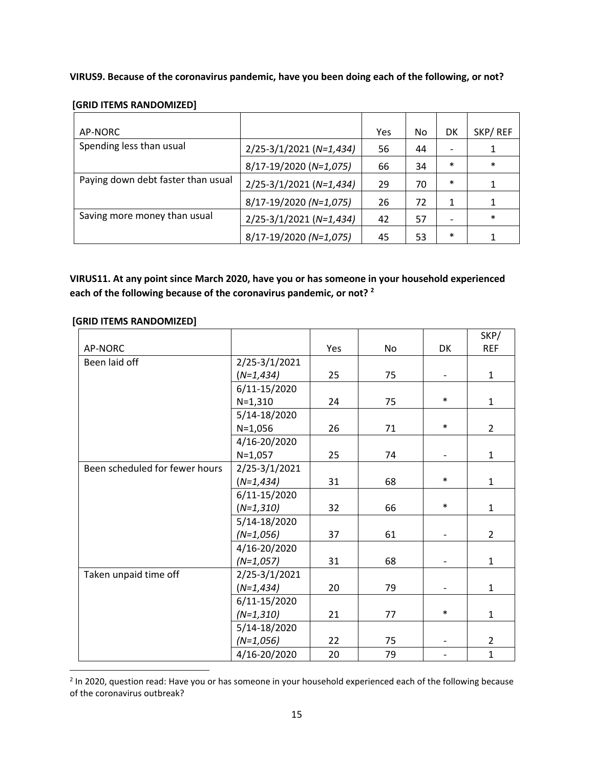**VIRUS9. Because of the coronavirus pandemic, have you been doing each of the following, or not?**

**[GRID ITEMS RANDOMIZED]**

| AP-NORC | | Yes | No | DK | SKP/ REF |
|---|---|---|---|---|---|
| Spending less than usual | 2/25-3/1/2021 (*N=1,434)* | 56 | 44 | - | 1 |
| | 8/17-19/2020 (*N=1,075)* | 66 | 34 | * | * |
| Paying down debt faster than usual | 2/25-3/1/2021 (*N=1,434)* | 29 | 70 | * | 1 |
| | 8/17-19/2020 (*N=1,075)* | 26 | 72 | 1 | 1 |
| Saving more money than usual | 2/25-3/1/2021 (*N=1,434)* | 42 | 57 | - | * |
| | 8/17-19/2020 (*N=1,075)* | 45 | 53 | * | 1 |

**VIRUS11. At any point since March 2020, have you or has someone in your household experienced each of the following because of the coronavirus pandemic, or not?** [2]

**[GRID ITEMS RANDOMIZED]**

| AP-NORC | | Yes | No | DK | SKP/ REF |
|---|---|---|---|---|---|
| Been laid off | 2/25-3/1/2021 (*N=1,434)* | 25 | 75 | - | 1 |
| | 6/11-15/2020 N=1,310 | 24 | 75 | * | 1 |
| | 5/14-18/2020 N=1,056 | 26 | 71 | * | 2 |
| | 4/16-20/2020 N=1,057 | 25 | 74 | - | 1 |
| Been scheduled for fewer hours | 2/25-3/1/2021 (*N=1,434)* | 31 | 68 | * | 1 |
| | 6/11-15/2020 *(N=1,310)* | 32 | 66 | * | 1 |
| | 5/14-18/2020 *(N=1,056)* | 37 | 61 | - | 2 |
| | 4/16-20/2020 *(N=1,057)* | 31 | 68 | - | 1 |
| Taken unpaid time off | 2/25-3/1/2021 (*N=1,434)* | 20 | 79 | - | 1 |
| | 6/11-15/2020 *(N=1,310)* | 21 | 77 | * | 1 |
| | 5/14-18/2020 *(N=1,056)* | 22 | 75 | - | 2 |
| | 4/16-20/2020 | 20 | 79 | - | 1 |

[2] In 2020, question read: Have you or has someone in your household experienced each of the following because of the coronavirus outbreak?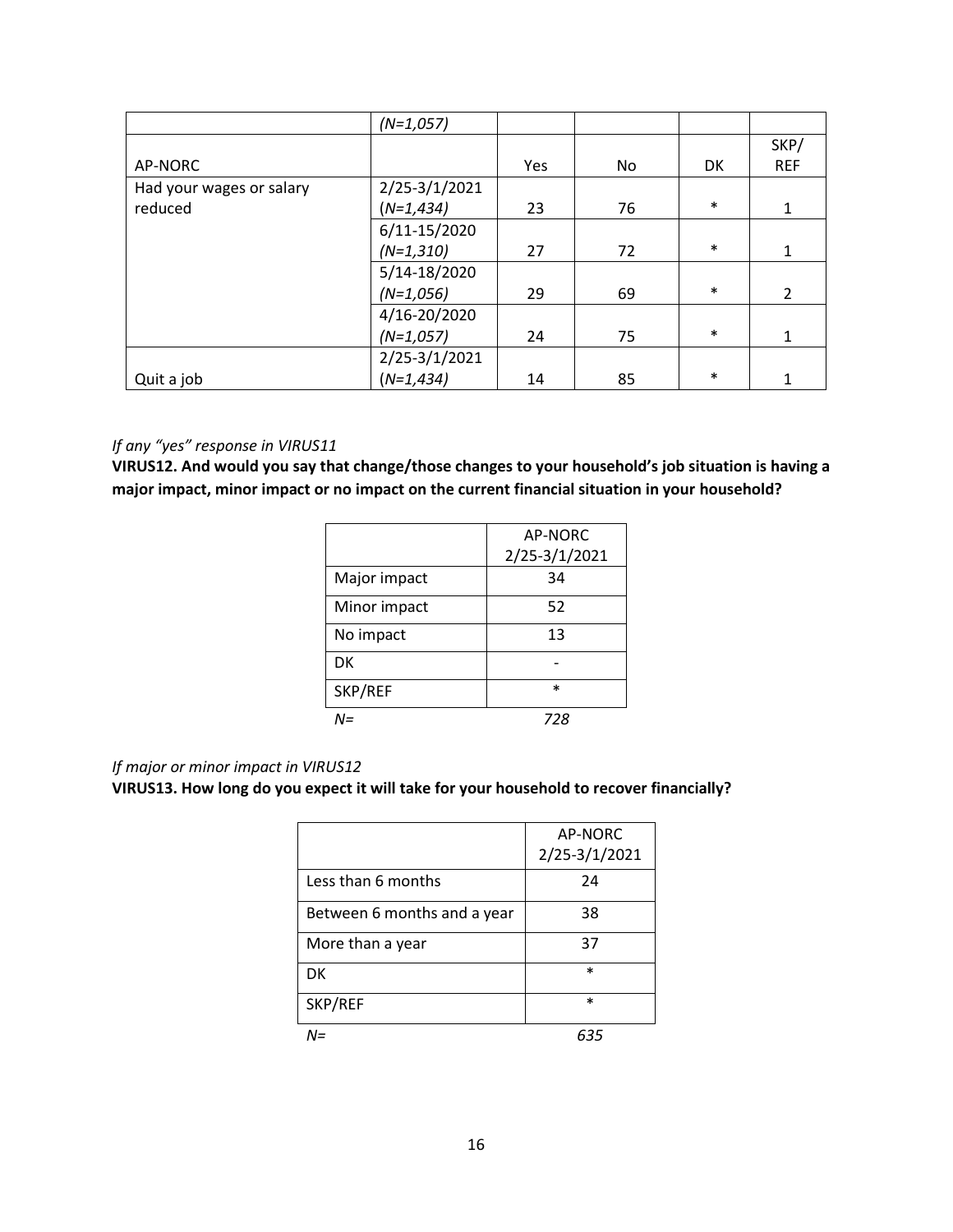| | (N=1,057) | | | | |
|---|---|---|---|---|---|
| AP-NORC | | Yes | No | DK | SKP/ REF |
| Had your wages or salary reduced | 2/25-3/1/2021 (N=1,434) | 23 | 76 | * | 1 |
| | 6/11-15/2020 (N=1,310) | 27 | 72 | * | 1 |
| | 5/14-18/2020 (N=1,056) | 29 | 69 | * | 2 |
| | 4/16-20/2020 (N=1,057) | 24 | 75 | * | 1 |
| Quit a job | 2/25-3/1/2021 (N=1,434) | 14 | 85 | * | 1 |

*If any "yes" response in VIRUS11*

**VIRUS12. And would you say that change/those changes to your household's job situation is having a major impact, minor impact or no impact on the current financial situation in your household?**

| | AP-NORC 2/25-3/1/2021 |
|---|---|
| Major impact | 34 |
| Minor impact | 52 |
| No impact | 13 |
| DK | - |
| SKP/REF | * |
| *N=* | *728* |

*If major or minor impact in VIRUS12*

**VIRUS13. How long do you expect it will take for your household to recover financially?**

| | AP-NORC 2/25-3/1/2021 |
|---|---|
| Less than 6 months | 24 |
| Between 6 months and a year | 38 |
| More than a year | 37 |
| DK | * |
| SKP/REF | * |
| *N=* | *635* |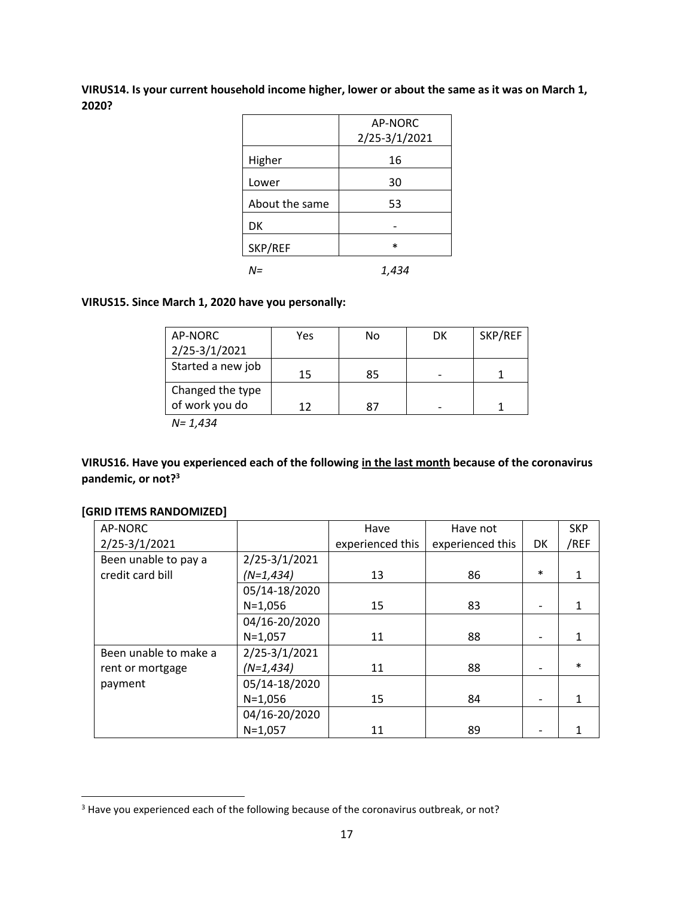**VIRUS14. Is your current household income higher, lower or about the same as it was on March 1, 2020?**

| | AP-NORC 2/25-3/1/2021 |
|---|---|
| Higher | 16 |
| Lower | 30 |
| About the same | 53 |
| DK | - |
| SKP/REF | * |
| *N=* | *1,434* |

**VIRUS15. Since March 1, 2020 have you personally:**

| AP-NORC 2/25-3/1/2021 | Yes | No | DK | SKP/REF |
|---|---|---|---|---|
| Started a new job | 15 | 85 | - | 1 |
| Changed the type of work you do | 12 | 87 | - | 1 |

*N= 1,434*

**VIRUS16. Have you experienced each of the following in the last month because of the coronavirus pandemic, or not?[3]**

**[GRID ITEMS RANDOMIZED]**

| AP-NORC 2/25-3/1/2021 | | Have experienced this | Have not experienced this | DK | SKP /REF |
|---|---|---|---|---|---|
| Been unable to pay a credit card bill | 2/25-3/1/2021 *(N=1,434)* | 13 | 86 | * | 1 |
| | 05/14-18/2020 N=1,056 | 15 | 83 | - | 1 |
| | 04/16-20/2020 N=1,057 | 11 | 88 | - | 1 |
| Been unable to make a rent or mortgage payment | 2/25-3/1/2021 *(N=1,434)* | 11 | 88 | - | * |
| | 05/14-18/2020 N=1,056 | 15 | 84 | - | 1 |
| | 04/16-20/2020 N=1,057 | 11 | 89 | - | 1 |

[3] Have you experienced each of the following because of the coronavirus outbreak, or not?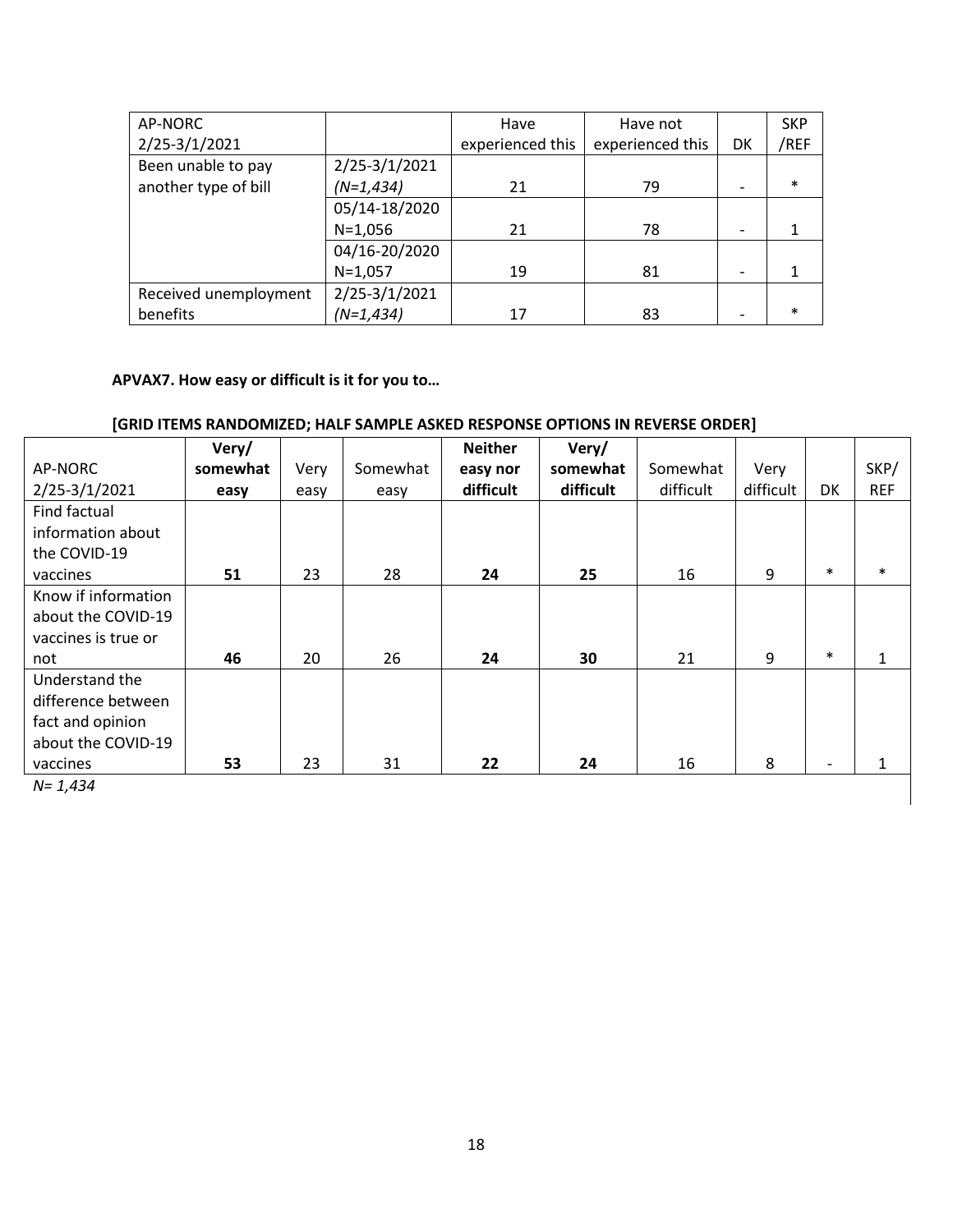| AP-NORC 2/25-3/1/2021 | | Have experienced this | Have not experienced this | DK | SKP /REF |
|---|---|---|---|---|---|
| Been unable to pay another type of bill | 2/25-3/1/2021 *(N=1,434)* | 21 | 79 | - | * |
| | 05/14-18/2020 N=1,056 | 21 | 78 | - | 1 |
| | 04/16-20/2020 N=1,057 | 19 | 81 | - | 1 |
| Received unemployment benefits | 2/25-3/1/2021 *(N=1,434)* | 17 | 83 | - | * |

**APVAX7. How easy or difficult is it for you to…**

**[GRID ITEMS RANDOMIZED; HALF SAMPLE ASKED RESPONSE OPTIONS IN REVERSE ORDER]**

| AP-NORC 2/25-3/1/2021 | **Very/ somewhat easy** | Very easy | Somewhat easy | **Neither easy nor difficult** | **Very/ somewhat difficult** | Somewhat difficult | Very difficult | DK | SKP/ REF |
|---|---|---|---|---|---|---|---|---|---|
| Find factual information about the COVID-19 vaccines | **51** | 23 | 28 | **24** | **25** | 16 | 9 | * | * |
| Know if information about the COVID-19 vaccines is true or not | **46** | 20 | 26 | **24** | **30** | 21 | 9 | * | 1 |
| Understand the difference between fact and opinion about the COVID-19 vaccines | **53** | 23 | 31 | **22** | **24** | 16 | 8 | - | 1 |

*N= 1,434*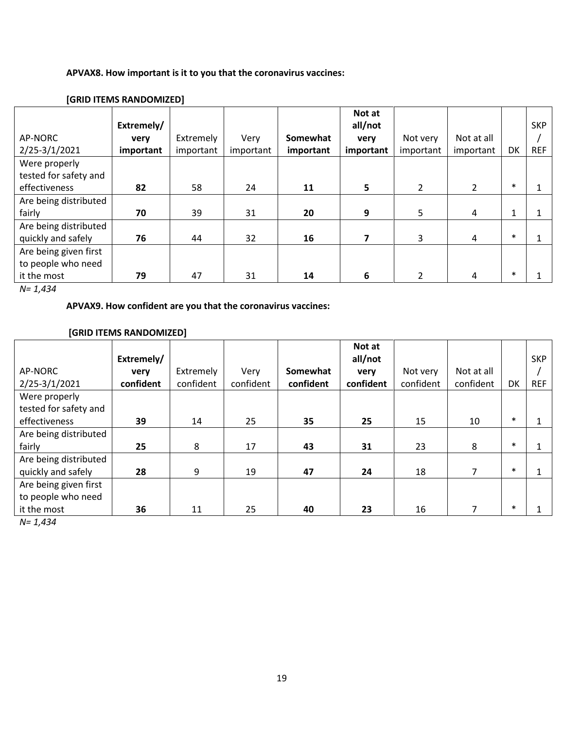**APVAX8. How important is it to you that the coronavirus vaccines:**

**[GRID ITEMS RANDOMIZED]**

| AP-NORC 2/25-3/1/2021 | **Extremely/ very important** | Extremely important | Very important | **Somewhat important** | **Not at all/not very important** | Not very important | Not at all important | DK | SKP / REF |
|---|---|---|---|---|---|---|---|---|---|
| Were properly tested for safety and effectiveness | **82** | 58 | 24 | **11** | **5** | 2 | 2 | * | 1 |
| Are being distributed fairly | **70** | 39 | 31 | **20** | **9** | 5 | 4 | 1 | 1 |
| Are being distributed quickly and safely | **76** | 44 | 32 | **16** | **7** | 3 | 4 | * | 1 |
| Are being given first to people who need it the most | **79** | 47 | 31 | **14** | **6** | 2 | 4 | * | 1 |

*N= 1,434*

**APVAX9. How confident are you that the coronavirus vaccines:**

**[GRID ITEMS RANDOMIZED]**

| AP-NORC 2/25-3/1/2021 | **Extremely/ very confident** | Extremely confident | Very confident | **Somewhat confident** | **Not at all/not very confident** | Not very confident | Not at all confident | DK | SKP / REF |
|---|---|---|---|---|---|---|---|---|---|
| Were properly tested for safety and effectiveness | **39** | 14 | 25 | **35** | **25** | 15 | 10 | * | 1 |
| Are being distributed fairly | **25** | 8 | 17 | **43** | **31** | 23 | 8 | * | 1 |
| Are being distributed quickly and safely | **28** | 9 | 19 | **47** | **24** | 18 | 7 | * | 1 |
| Are being given first to people who need it the most | **36** | 11 | 25 | **40** | **23** | 16 | 7 | * | 1 |

*N= 1,434*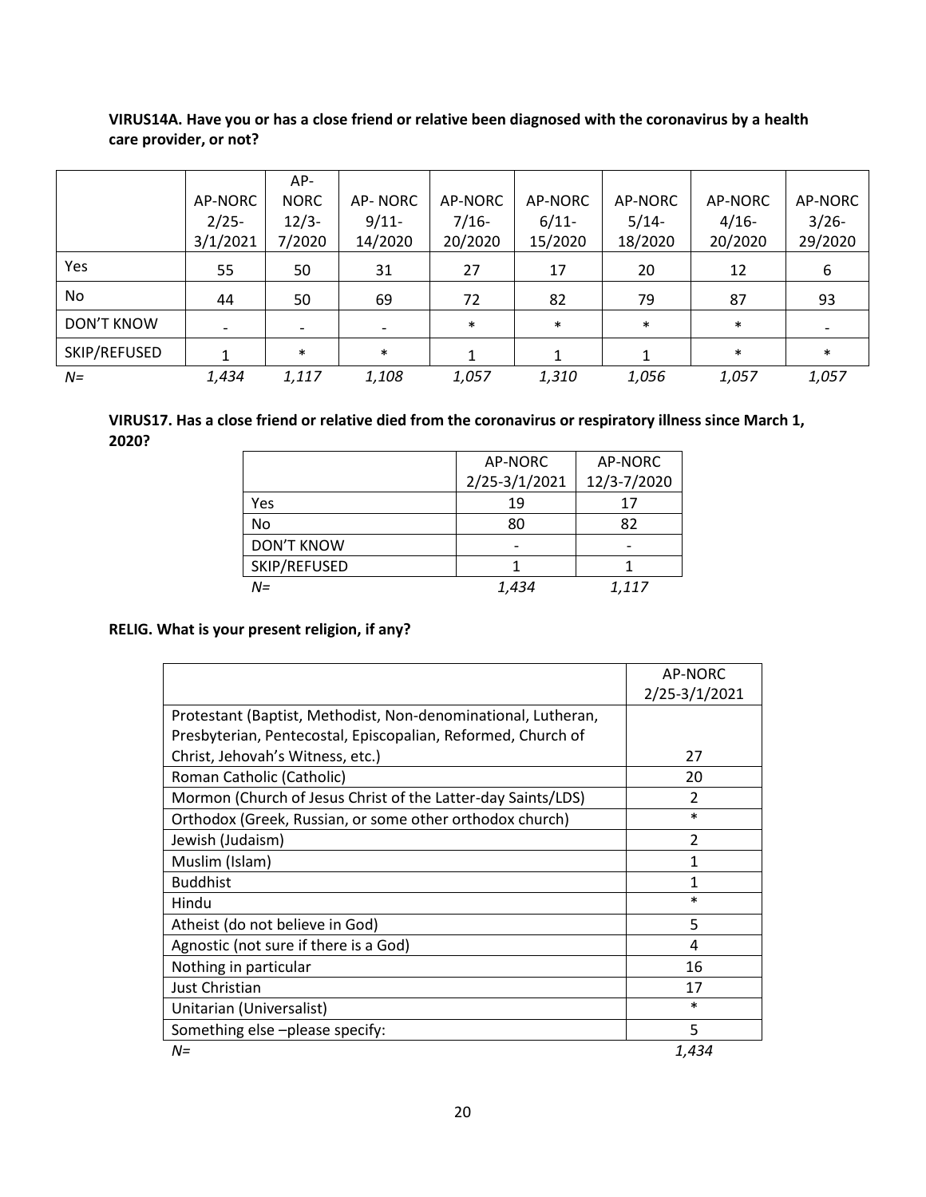**VIRUS14A. Have you or has a close friend or relative been diagnosed with the coronavirus by a health care provider, or not?**

| | AP-NORC 2/25-3/1/2021 | AP-NORC 12/3-7/2020 | AP- NORC 9/11-14/2020 | AP-NORC 7/16-20/2020 | AP-NORC 6/11-15/2020 | AP-NORC 5/14-18/2020 | AP-NORC 4/16-20/2020 | AP-NORC 3/26-29/2020 |
|---|---|---|---|---|---|---|---|---|
| Yes | 55 | 50 | 31 | 27 | 17 | 20 | 12 | 6 |
| No | 44 | 50 | 69 | 72 | 82 | 79 | 87 | 93 |
| DON'T KNOW | - | - | - | * | * | * | * | - |
| SKIP/REFUSED | 1 | * | * | 1 | 1 | 1 | * | * |
| *N=* | *1,434* | *1,117* | *1,108* | *1,057* | *1,310* | *1,056* | *1,057* | *1,057* |

**VIRUS17. Has a close friend or relative died from the coronavirus or respiratory illness since March 1, 2020?**

| | AP-NORC 2/25-3/1/2021 | AP-NORC 12/3-7/2020 |
|---|---|---|
| Yes | 19 | 17 |
| No | 80 | 82 |
| DON'T KNOW | - | - |
| SKIP/REFUSED | 1 | 1 |
| *N=* | *1,434* | *1,117* |

**RELIG. What is your present religion, if any?**

| | AP-NORC 2/25-3/1/2021 |
|---|---|
| Protestant (Baptist, Methodist, Non-denominational, Lutheran, Presbyterian, Pentecostal, Episcopalian, Reformed, Church of Christ, Jehovah's Witness, etc.) | 27 |
| Roman Catholic (Catholic) | 20 |
| Mormon (Church of Jesus Christ of the Latter-day Saints/LDS) | 2 |
| Orthodox (Greek, Russian, or some other orthodox church) | * |
| Jewish (Judaism) | 2 |
| Muslim (Islam) | 1 |
| Buddhist | 1 |
| Hindu | * |
| Atheist (do not believe in God) | 5 |
| Agnostic (not sure if there is a God) | 4 |
| Nothing in particular | 16 |
| Just Christian | 17 |
| Unitarian (Universalist) | * |
| Something else –please specify: | 5 |
| *N=* | *1,434* |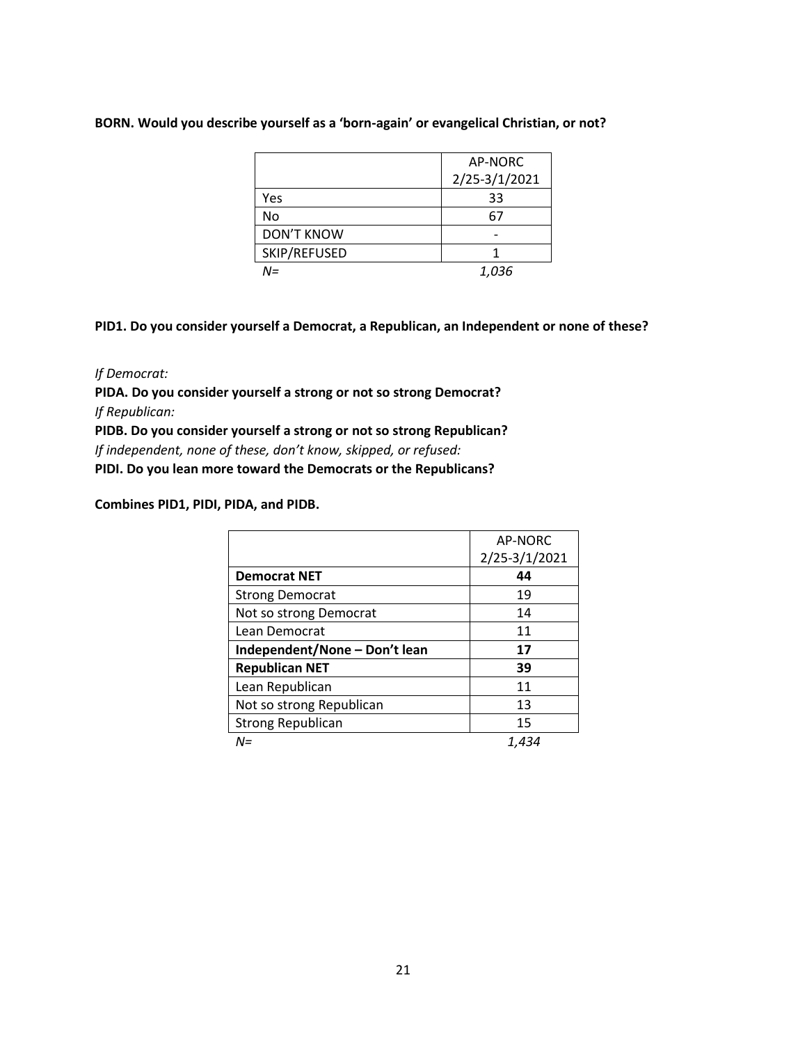**BORN. Would you describe yourself as a 'born-again' or evangelical Christian, or not?**

| | AP-NORC 2/25-3/1/2021 |
|---|---|
| Yes | 33 |
| No | 67 |
| DON'T KNOW | - |
| SKIP/REFUSED | 1 |
| *N=* | *1,036* |

**PID1. Do you consider yourself a Democrat, a Republican, an Independent or none of these?**

*If Democrat:*

**PIDA. Do you consider yourself a strong or not so strong Democrat?**

*If Republican:*

**PIDB. Do you consider yourself a strong or not so strong Republican?**

*If independent, none of these, don't know, skipped, or refused:*

**PIDI. Do you lean more toward the Democrats or the Republicans?**

**Combines PID1, PIDI, PIDA, and PIDB.**

| | AP-NORC 2/25-3/1/2021 |
|---|---|
| **Democrat NET** | **44** |
| Strong Democrat | 19 |
| Not so strong Democrat | 14 |
| Lean Democrat | 11 |
| **Independent/None – Don't lean** | **17** |
| **Republican NET** | **39** |
| Lean Republican | 11 |
| Not so strong Republican | 13 |
| Strong Republican | 15 |
| *N=* | *1,434* |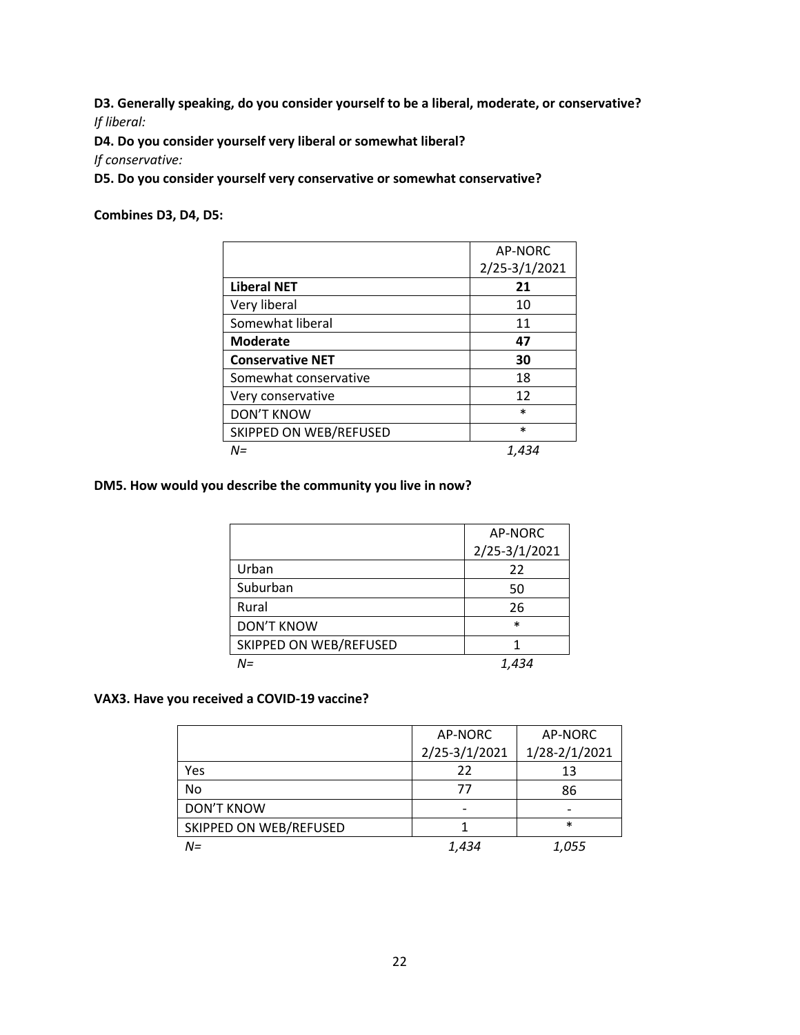**D3. Generally speaking, do you consider yourself to be a liberal, moderate, or conservative?**

*If liberal:*

**D4. Do you consider yourself very liberal or somewhat liberal?**

*If conservative:*

**D5. Do you consider yourself very conservative or somewhat conservative?**

**Combines D3, D4, D5:**

| | AP-NORC 2/25-3/1/2021 |
|---|---|
| **Liberal NET** | **21** |
| Very liberal | 10 |
| Somewhat liberal | 11 |
| **Moderate** | **47** |
| **Conservative NET** | **30** |
| Somewhat conservative | 18 |
| Very conservative | 12 |
| DON'T KNOW | * |
| SKIPPED ON WEB/REFUSED | * |
| *N=* | *1,434* |

**DM5. How would you describe the community you live in now?**

| | AP-NORC 2/25-3/1/2021 |
|---|---|
| Urban | 22 |
| Suburban | 50 |
| Rural | 26 |
| DON'T KNOW | * |
| SKIPPED ON WEB/REFUSED | 1 |
| *N=* | *1,434* |

**VAX3. Have you received a COVID-19 vaccine?**

| | AP-NORC 2/25-3/1/2021 | AP-NORC 1/28-2/1/2021 |
|---|---|---|
| Yes | 22 | 13 |
| No | 77 | 86 |
| DON'T KNOW | - | - |
| SKIPPED ON WEB/REFUSED | 1 | * |
| *N=* | *1,434* | *1,055* |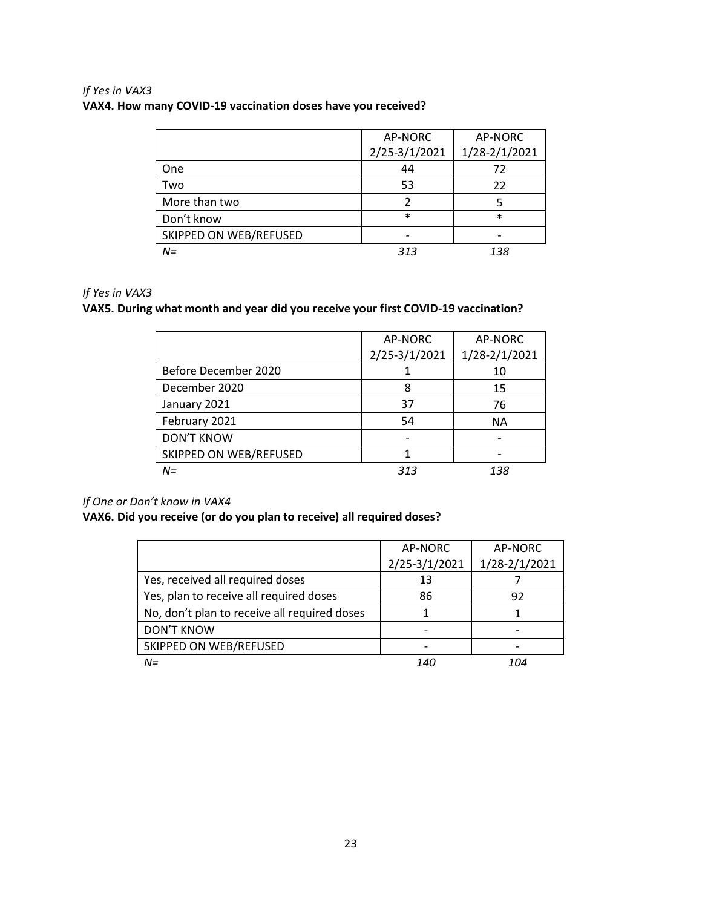*If Yes in VAX3*

**VAX4. How many COVID-19 vaccination doses have you received?**

| | AP-NORC 2/25-3/1/2021 | AP-NORC 1/28-2/1/2021 |
|---|---|---|
| One | 44 | 72 |
| Two | 53 | 22 |
| More than two | 2 | 5 |
| Don't know | * | * |
| SKIPPED ON WEB/REFUSED | - | - |
| *N=* | *313* | *138* |

*If Yes in VAX3*

**VAX5. During what month and year did you receive your first COVID-19 vaccination?**

| | AP-NORC 2/25-3/1/2021 | AP-NORC 1/28-2/1/2021 |
|---|---|---|
| Before December 2020 | 1 | 10 |
| December 2020 | 8 | 15 |
| January 2021 | 37 | 76 |
| February 2021 | 54 | NA |
| DON'T KNOW | - | - |
| SKIPPED ON WEB/REFUSED | 1 | - |
| *N=* | *313* | *138* |

*If One or Don't know in VAX4*

**VAX6. Did you receive (or do you plan to receive) all required doses?**

| | AP-NORC 2/25-3/1/2021 | AP-NORC 1/28-2/1/2021 |
|---|---|---|
| Yes, received all required doses | 13 | 7 |
| Yes, plan to receive all required doses | 86 | 92 |
| No, don't plan to receive all required doses | 1 | 1 |
| DON'T KNOW | - | - |
| SKIPPED ON WEB/REFUSED | - | - |
| *N=* | *140* | *104* |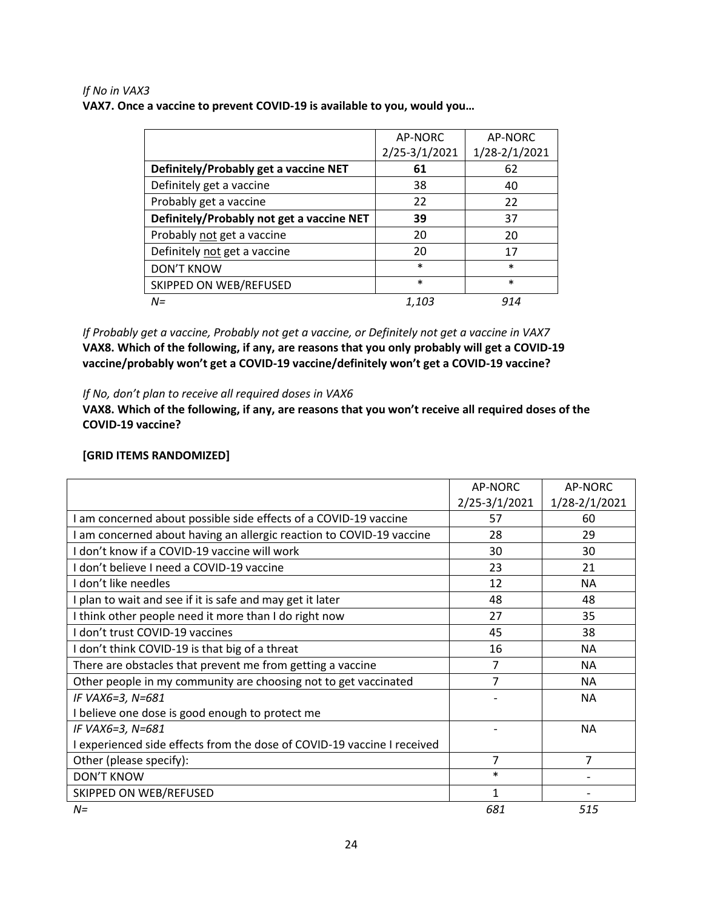*If No in VAX3*

**VAX7. Once a vaccine to prevent COVID-19 is available to you, would you…**

| | AP-NORC 2/25-3/1/2021 | AP-NORC 1/28-2/1/2021 |
|---|---|---|
| **Definitely/Probably get a vaccine NET** | **61** | 62 |
| Definitely get a vaccine | 38 | 40 |
| Probably get a vaccine | 22 | 22 |
| **Definitely/Probably not get a vaccine NET** | **39** | 37 |
| Probably not get a vaccine | 20 | 20 |
| Definitely not get a vaccine | 20 | 17 |
| DON'T KNOW | * | * |
| SKIPPED ON WEB/REFUSED | * | * |
| *N=* | *1,103* | *914* |

*If Probably get a vaccine, Probably not get a vaccine, or Definitely not get a vaccine in VAX7*

**VAX8. Which of the following, if any, are reasons that you only probably will get a COVID-19 vaccine/probably won't get a COVID-19 vaccine/definitely won't get a COVID-19 vaccine?**

*If No, don't plan to receive all required doses in VAX6*

**VAX8. Which of the following, if any, are reasons that you won't receive all required doses of the COVID-19 vaccine?**

**[GRID ITEMS RANDOMIZED]**

| | AP-NORC 2/25-3/1/2021 | AP-NORC 1/28-2/1/2021 |
|---|---|---|
| I am concerned about possible side effects of a COVID-19 vaccine | 57 | 60 |
| I am concerned about having an allergic reaction to COVID-19 vaccine | 28 | 29 |
| I don't know if a COVID-19 vaccine will work | 30 | 30 |
| I don't believe I need a COVID-19 vaccine | 23 | 21 |
| I don't like needles | 12 | NA |
| I plan to wait and see if it is safe and may get it later | 48 | 48 |
| I think other people need it more than I do right now | 27 | 35 |
| I don't trust COVID-19 vaccines | 45 | 38 |
| I don't think COVID-19 is that big of a threat | 16 | NA |
| There are obstacles that prevent me from getting a vaccine | 7 | NA |
| Other people in my community are choosing not to get vaccinated | 7 | NA |
| *IF VAX6=3, N=681* I believe one dose is good enough to protect me | - | NA |
| *IF VAX6=3, N=681* I experienced side effects from the dose of COVID-19 vaccine I received | - | NA |
| Other (please specify): | 7 | 7 |
| DON'T KNOW | * | - |
| SKIPPED ON WEB/REFUSED | 1 | - |
| *N=* | *681* | *515* |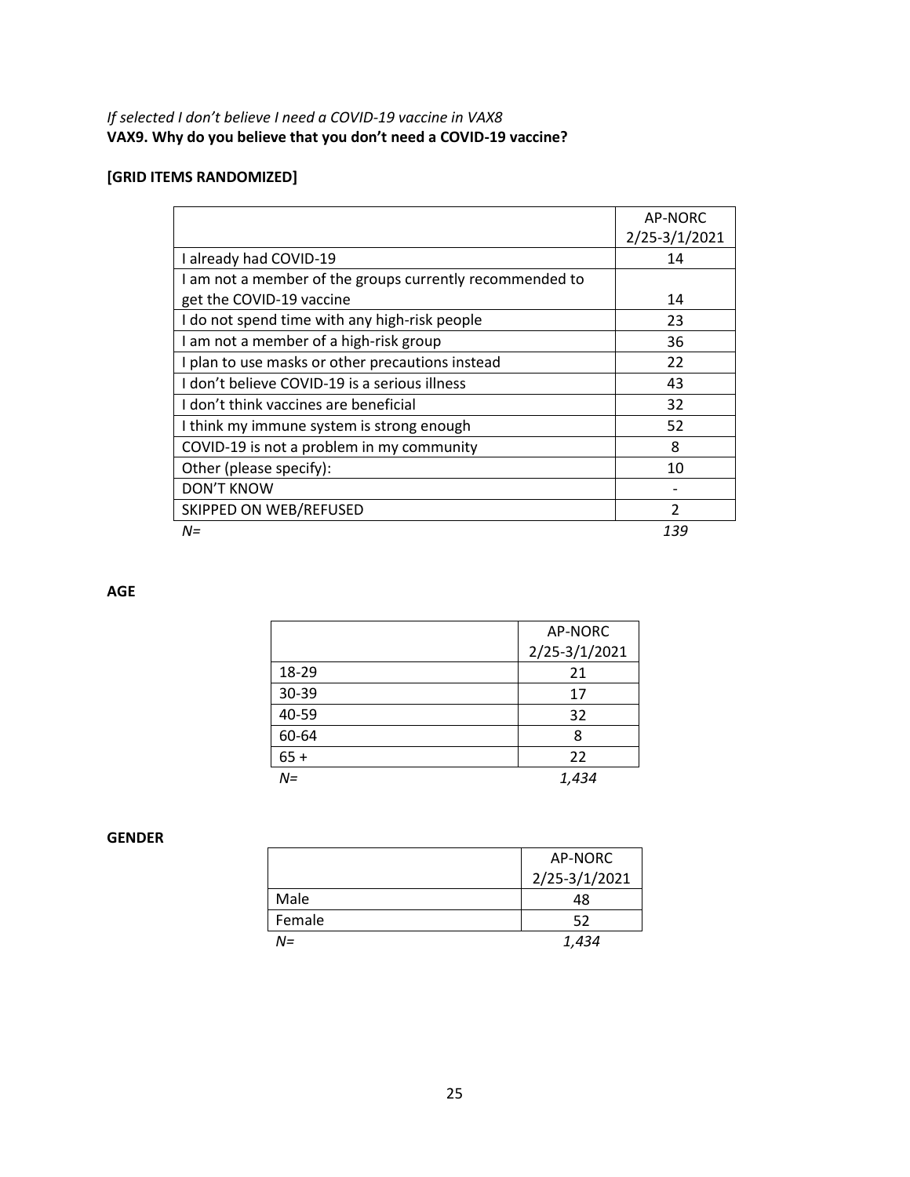*If selected I don't believe I need a COVID-19 vaccine in VAX8*
**VAX9. Why do you believe that you don't need a COVID-19 vaccine?**

**[GRID ITEMS RANDOMIZED]**

| | AP-NORC 2/25-3/1/2021 |
|---|---|
| I already had COVID-19 | 14 |
| I am not a member of the groups currently recommended to get the COVID-19 vaccine | 14 |
| I do not spend time with any high-risk people | 23 |
| I am not a member of a high-risk group | 36 |
| I plan to use masks or other precautions instead | 22 |
| I don't believe COVID-19 is a serious illness | 43 |
| I don't think vaccines are beneficial | 32 |
| I think my immune system is strong enough | 52 |
| COVID-19 is not a problem in my community | 8 |
| Other (please specify): | 10 |
| DON'T KNOW | - |
| SKIPPED ON WEB/REFUSED | 2 |
| *N=* | *139* |

**AGE**

| | AP-NORC 2/25-3/1/2021 |
|---|---|
| 18-29 | 21 |
| 30-39 | 17 |
| 40-59 | 32 |
| 60-64 | 8 |
| 65 + | 22 |
| *N=* | *1,434* |

**GENDER**

| | AP-NORC 2/25-3/1/2021 |
|---|---|
| Male | 48 |
| Female | 52 |
| *N=* | *1,434* |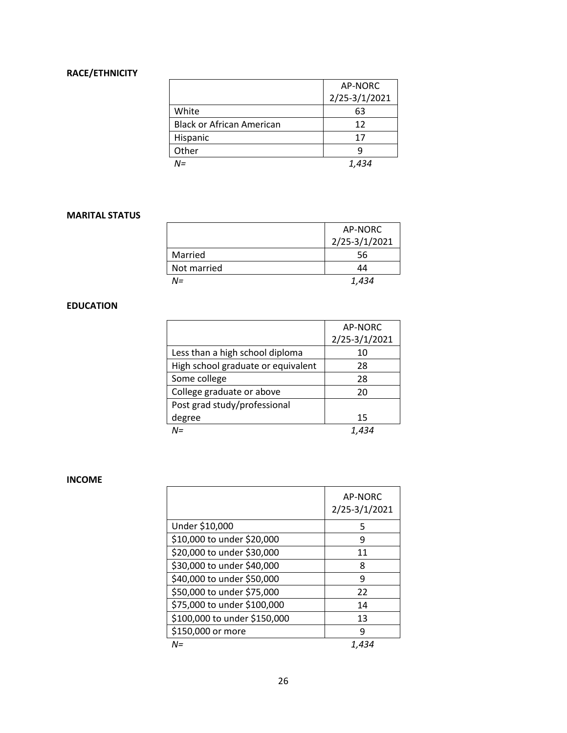**RACE/ETHNICITY**

| | AP-NORC 2/25-3/1/2021 |
|---|---|
| White | 63 |
| Black or African American | 12 |
| Hispanic | 17 |
| Other | 9 |
| *N=* | *1,434* |

**MARITAL STATUS**

| | AP-NORC 2/25-3/1/2021 |
|---|---|
| Married | 56 |
| Not married | 44 |
| *N=* | *1,434* |

**EDUCATION**

| | AP-NORC 2/25-3/1/2021 |
|---|---|
| Less than a high school diploma | 10 |
| High school graduate or equivalent | 28 |
| Some college | 28 |
| College graduate or above | 20 |
| Post grad study/professional degree | 15 |
| *N=* | *1,434* |

**INCOME**

| | AP-NORC 2/25-3/1/2021 |
|---|---|
| Under $10,000 | 5 |
| $10,000 to under $20,000 | 9 |
| $20,000 to under $30,000 | 11 |
| $30,000 to under $40,000 | 8 |
| $40,000 to under $50,000 | 9 |
| $50,000 to under $75,000 | 22 |
| $75,000 to under $100,000 | 14 |
| $100,000 to under $150,000 | 13 |
| $150,000 or more | 9 |
| *N=* | *1,434* |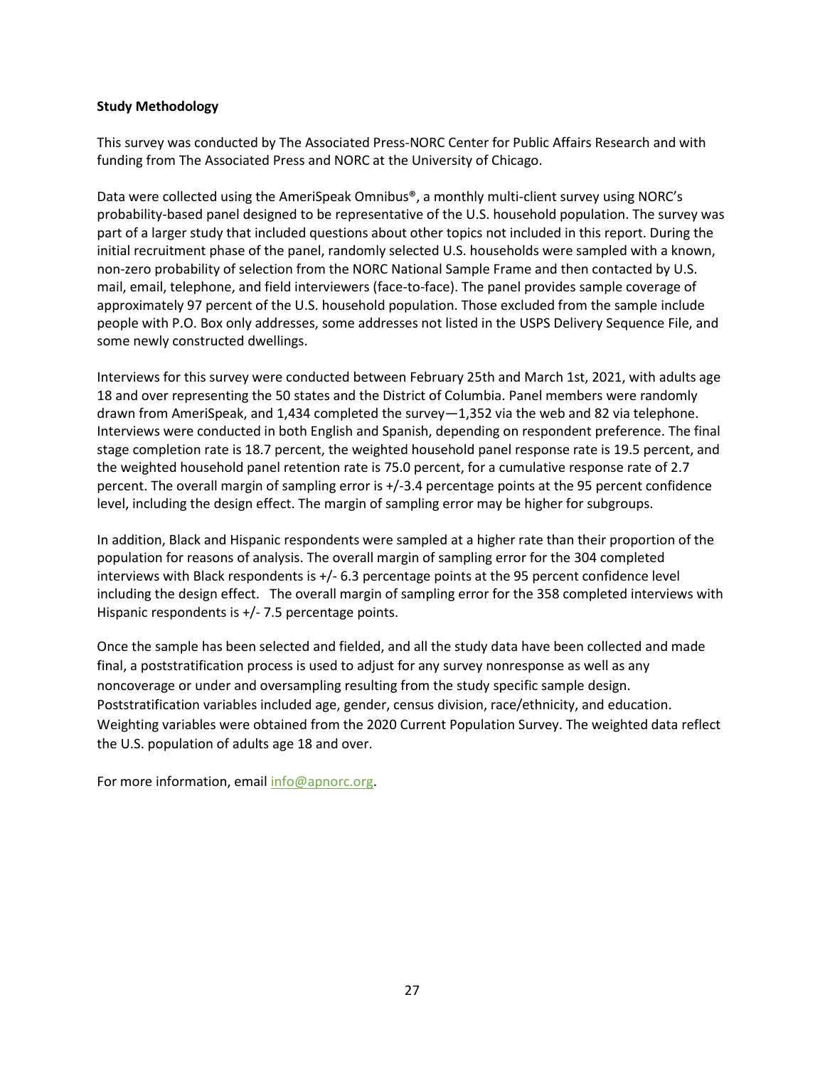**Study Methodology**

This survey was conducted by The Associated Press-NORC Center for Public Affairs Research and with funding from The Associated Press and NORC at the University of Chicago.

Data were collected using the AmeriSpeak Omnibus®, a monthly multi-client survey using NORC's probability-based panel designed to be representative of the U.S. household population. The survey was part of a larger study that included questions about other topics not included in this report. During the initial recruitment phase of the panel, randomly selected U.S. households were sampled with a known, non-zero probability of selection from the NORC National Sample Frame and then contacted by U.S. mail, email, telephone, and field interviewers (face-to-face). The panel provides sample coverage of approximately 97 percent of the U.S. household population. Those excluded from the sample include people with P.O. Box only addresses, some addresses not listed in the USPS Delivery Sequence File, and some newly constructed dwellings.

Interviews for this survey were conducted between February 25th and March 1st, 2021, with adults age 18 and over representing the 50 states and the District of Columbia. Panel members were randomly drawn from AmeriSpeak, and 1,434 completed the survey—1,352 via the web and 82 via telephone. Interviews were conducted in both English and Spanish, depending on respondent preference. The final stage completion rate is 18.7 percent, the weighted household panel response rate is 19.5 percent, and the weighted household panel retention rate is 75.0 percent, for a cumulative response rate of 2.7 percent. The overall margin of sampling error is +/-3.4 percentage points at the 95 percent confidence level, including the design effect. The margin of sampling error may be higher for subgroups.

In addition, Black and Hispanic respondents were sampled at a higher rate than their proportion of the population for reasons of analysis. The overall margin of sampling error for the 304 completed interviews with Black respondents is +/- 6.3 percentage points at the 95 percent confidence level including the design effect. The overall margin of sampling error for the 358 completed interviews with Hispanic respondents is +/- 7.5 percentage points.

Once the sample has been selected and fielded, and all the study data have been collected and made final, a poststratification process is used to adjust for any survey nonresponse as well as any noncoverage or under and oversampling resulting from the study specific sample design. Poststratification variables included age, gender, census division, race/ethnicity, and education. Weighting variables were obtained from the 2020 Current Population Survey. The weighted data reflect the U.S. population of adults age 18 and over.

For more information, email info@apnorc.org.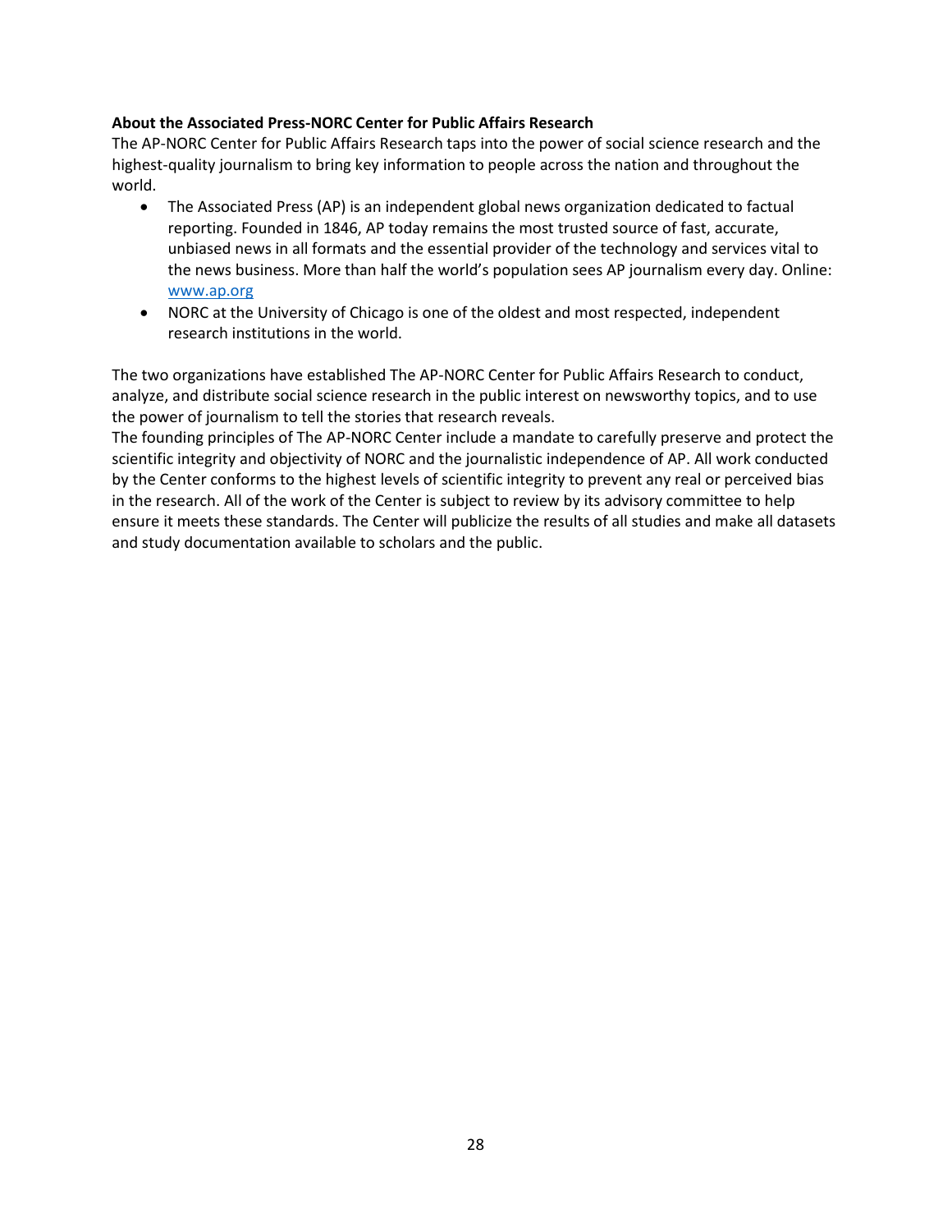**About the Associated Press-NORC Center for Public Affairs Research**

The AP-NORC Center for Public Affairs Research taps into the power of social science research and the highest-quality journalism to bring key information to people across the nation and throughout the world.

- The Associated Press (AP) is an independent global news organization dedicated to factual reporting. Founded in 1846, AP today remains the most trusted source of fast, accurate, unbiased news in all formats and the essential provider of the technology and services vital to the news business. More than half the world's population sees AP journalism every day. Online: [www.ap.org](http://www.ap.org)
- NORC at the University of Chicago is one of the oldest and most respected, independent research institutions in the world.

The two organizations have established The AP-NORC Center for Public Affairs Research to conduct, analyze, and distribute social science research in the public interest on newsworthy topics, and to use the power of journalism to tell the stories that research reveals.

The founding principles of The AP-NORC Center include a mandate to carefully preserve and protect the scientific integrity and objectivity of NORC and the journalistic independence of AP. All work conducted by the Center conforms to the highest levels of scientific integrity to prevent any real or perceived bias in the research. All of the work of the Center is subject to review by its advisory committee to help ensure it meets these standards. The Center will publicize the results of all studies and make all datasets and study documentation available to scholars and the public.